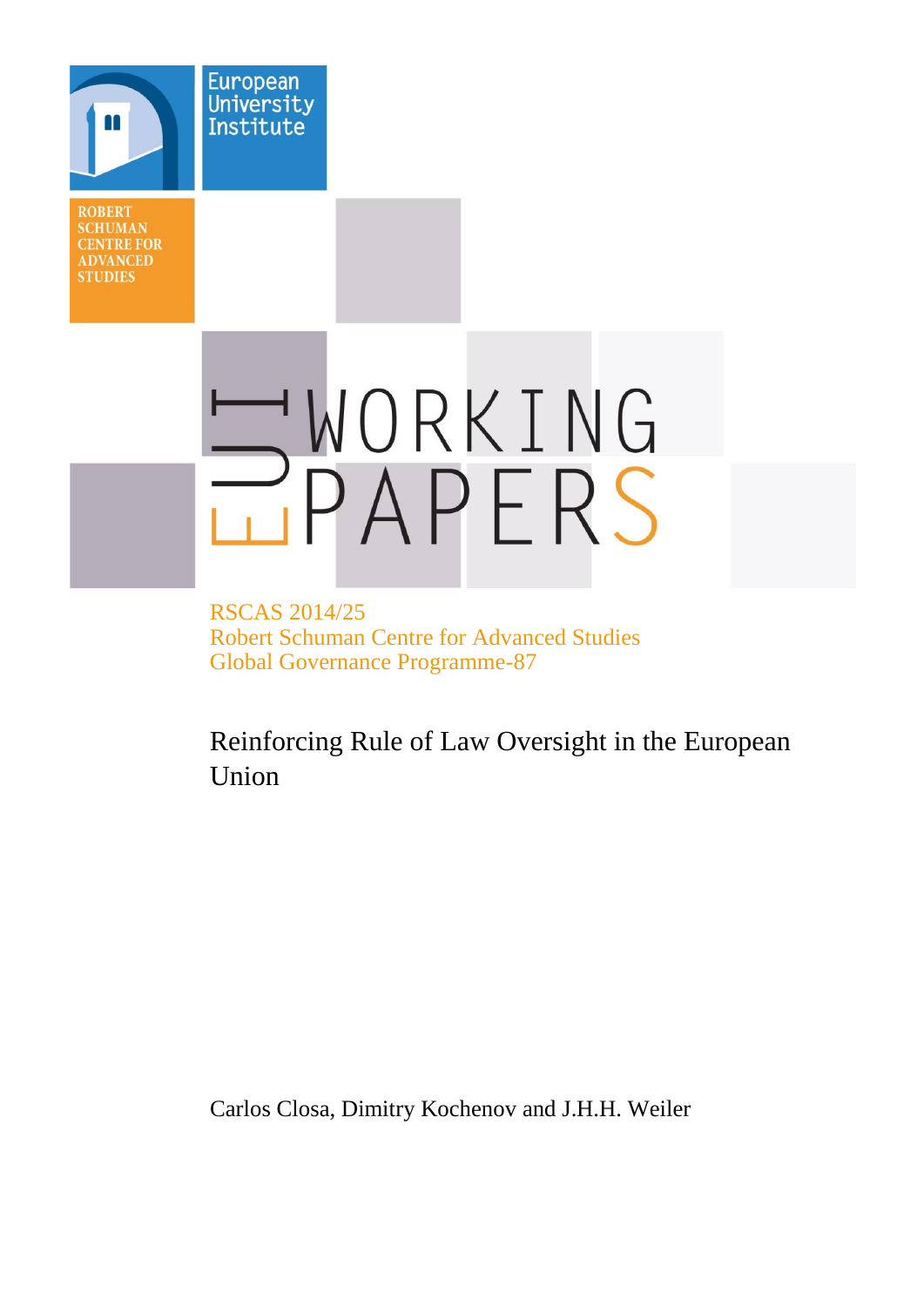European University Institute

ROBERT SCHUMAN CENTRE FOR ADVANCED STUDIES

EUI WORKING PAPERS

RSCAS 2014/25
Robert Schuman Centre for Advanced Studies
Global Governance Programme-87

# Reinforcing Rule of Law Oversight in the European Union

Carlos Closa, Dimitry Kochenov and J.H.H. Weiler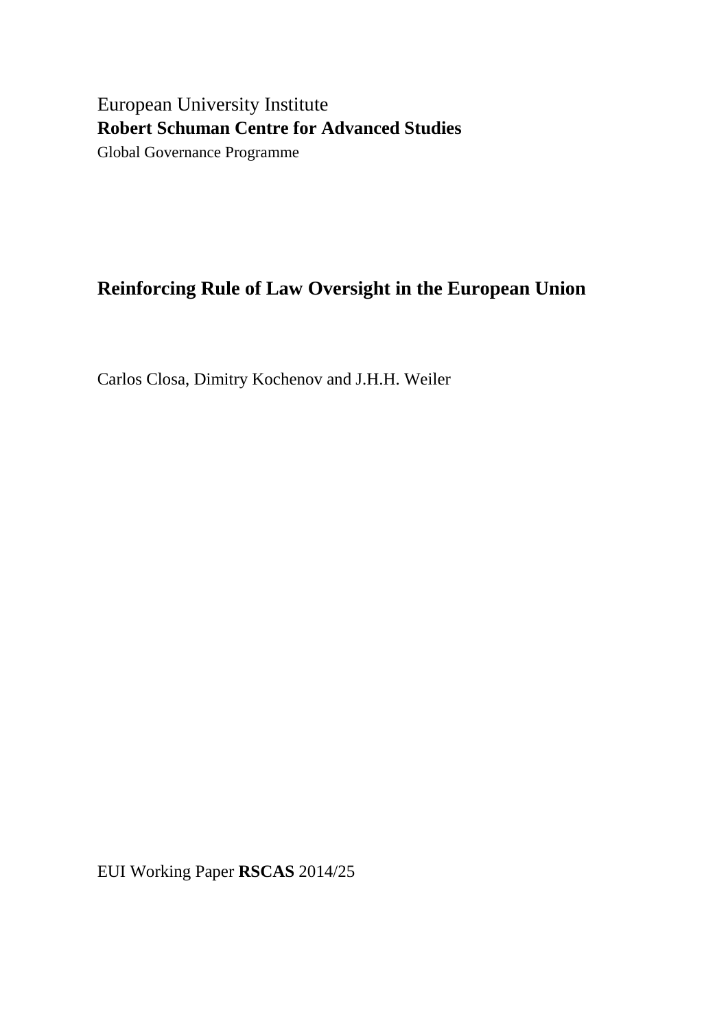European University Institute

**Robert Schuman Centre for Advanced Studies**

Global Governance Programme

# Reinforcing Rule of Law Oversight in the European Union

Carlos Closa, Dimitry Kochenov and J.H.H. Weiler

EUI Working Paper **RSCAS** 2014/25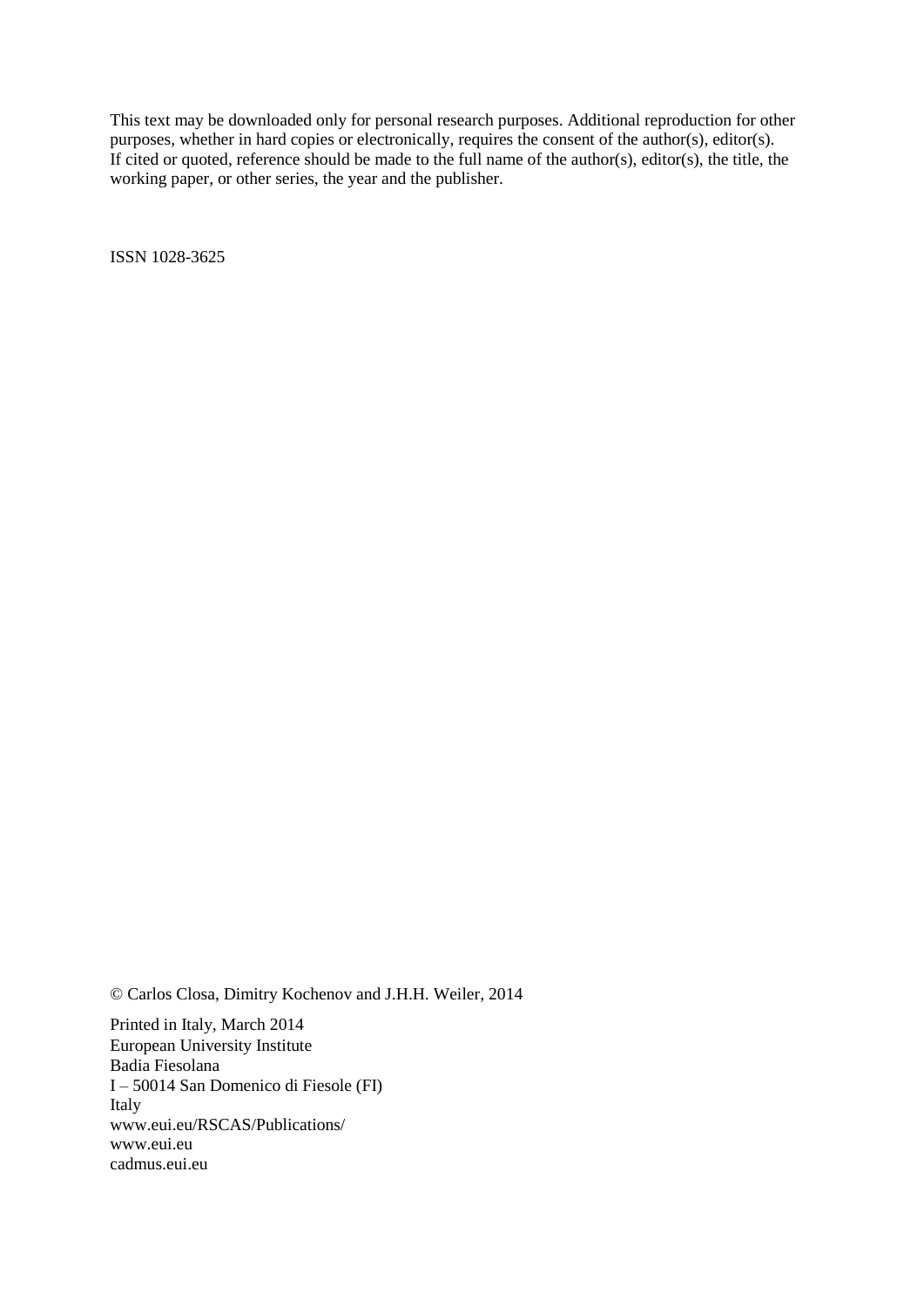This text may be downloaded only for personal research purposes. Additional reproduction for other purposes, whether in hard copies or electronically, requires the consent of the author(s), editor(s). If cited or quoted, reference should be made to the full name of the author(s), editor(s), the title, the working paper, or other series, the year and the publisher.

ISSN 1028-3625

© Carlos Closa, Dimitry Kochenov and J.H.H. Weiler, 2014

Printed in Italy, March 2014
European University Institute
Badia Fiesolana
I – 50014 San Domenico di Fiesole (FI)
Italy
www.eui.eu/RSCAS/Publications/
www.eui.eu
cadmus.eui.eu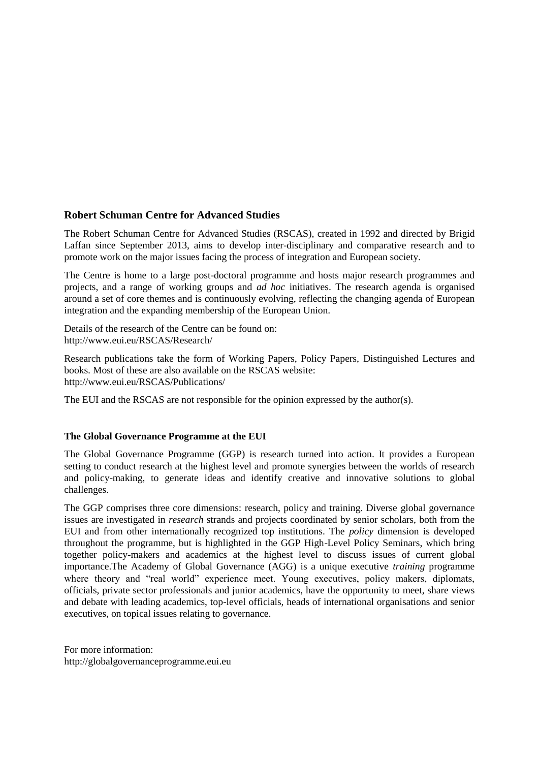## Robert Schuman Centre for Advanced Studies

The Robert Schuman Centre for Advanced Studies (RSCAS), created in 1992 and directed by Brigid Laffan since September 2013, aims to develop inter-disciplinary and comparative research and to promote work on the major issues facing the process of integration and European society.

The Centre is home to a large post-doctoral programme and hosts major research programmes and projects, and a range of working groups and *ad hoc* initiatives. The research agenda is organised around a set of core themes and is continuously evolving, reflecting the changing agenda of European integration and the expanding membership of the European Union.

Details of the research of the Centre can be found on:
http://www.eui.eu/RSCAS/Research/

Research publications take the form of Working Papers, Policy Papers, Distinguished Lectures and books. Most of these are also available on the RSCAS website:
http://www.eui.eu/RSCAS/Publications/

The EUI and the RSCAS are not responsible for the opinion expressed by the author(s).

### The Global Governance Programme at the EUI

The Global Governance Programme (GGP) is research turned into action. It provides a European setting to conduct research at the highest level and promote synergies between the worlds of research and policy-making, to generate ideas and identify creative and innovative solutions to global challenges.

The GGP comprises three core dimensions: research, policy and training. Diverse global governance issues are investigated in *research* strands and projects coordinated by senior scholars, both from the EUI and from other internationally recognized top institutions. The *policy* dimension is developed throughout the programme, but is highlighted in the GGP High-Level Policy Seminars, which bring together policy-makers and academics at the highest level to discuss issues of current global importance.The Academy of Global Governance (AGG) is a unique executive *training* programme where theory and "real world" experience meet. Young executives, policy makers, diplomats, officials, private sector professionals and junior academics, have the opportunity to meet, share views and debate with leading academics, top-level officials, heads of international organisations and senior executives, on topical issues relating to governance.

For more information:
http://globalgovernanceprogramme.eui.eu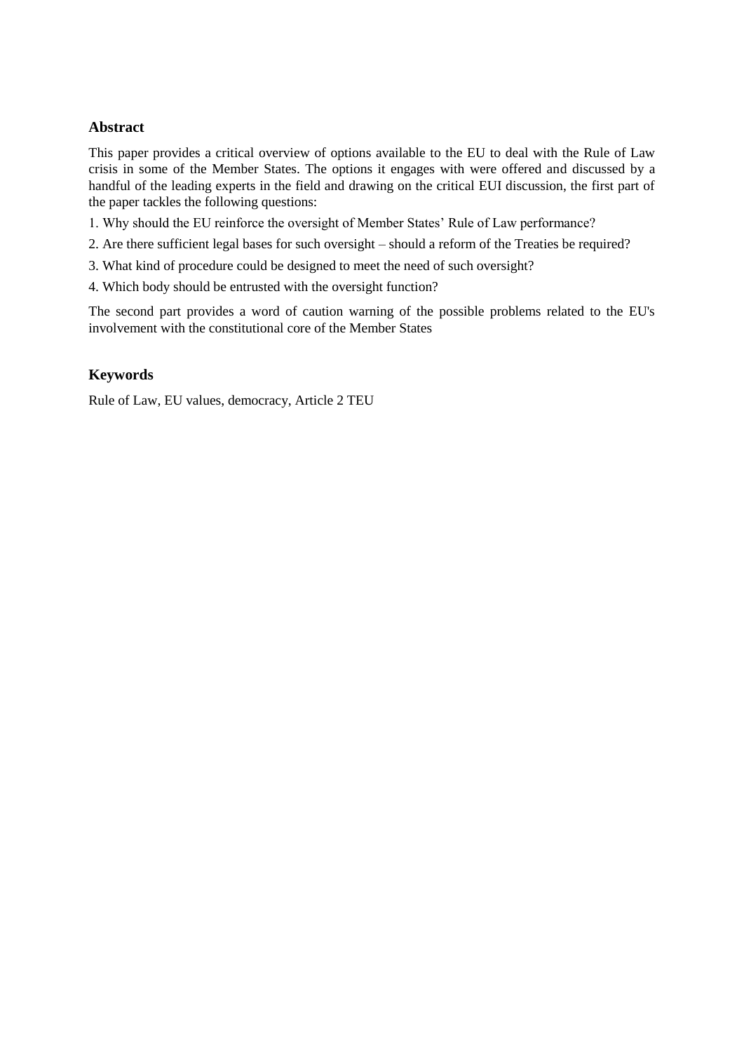## Abstract

This paper provides a critical overview of options available to the EU to deal with the Rule of Law crisis in some of the Member States. The options it engages with were offered and discussed by a handful of the leading experts in the field and drawing on the critical EUI discussion, the first part of the paper tackles the following questions:

1. Why should the EU reinforce the oversight of Member States' Rule of Law performance?
2. Are there sufficient legal bases for such oversight – should a reform of the Treaties be required?
3. What kind of procedure could be designed to meet the need of such oversight?
4. Which body should be entrusted with the oversight function?

The second part provides a word of caution warning of the possible problems related to the EU's involvement with the constitutional core of the Member States

## Keywords

Rule of Law, EU values, democracy, Article 2 TEU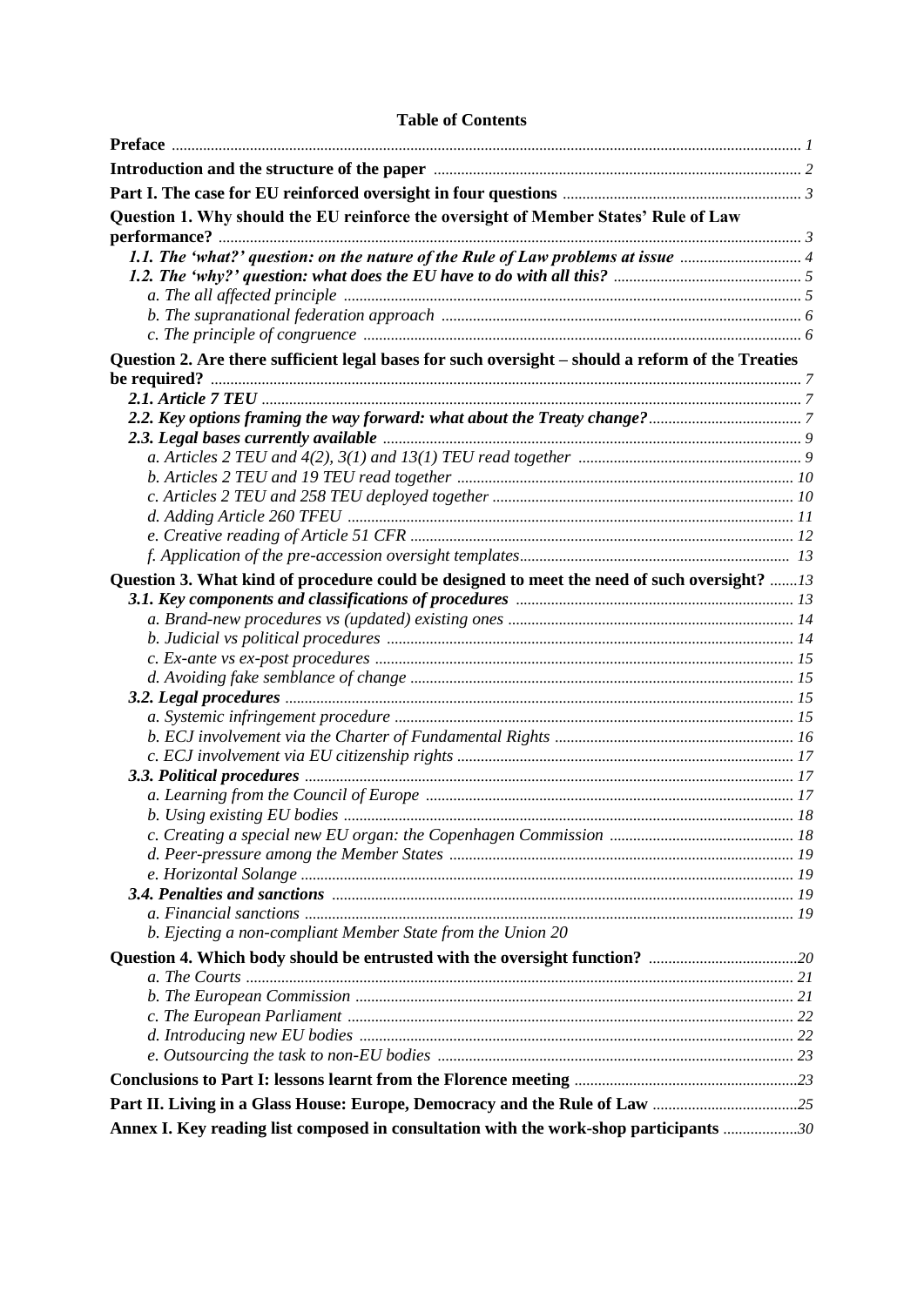# Table of Contents

**Preface** ........ *1*

**Introduction and the structure of the paper** ........ *2*

**Part I. The case for EU reinforced oversight in four questions** ........ *3*

**Question 1. Why should the EU reinforce the oversight of Member States' Rule of Law performance?** ........ *3*

- ***1.1. The 'what?' question: on the nature of the Rule of Law problems at issue*** ........ *4*
- ***1.2. The 'why?' question: what does the EU have to do with all this?*** ........ *5*
  - *a. The all affected principle* ........ *5*
  - *b. The supranational federation approach* ........ *6*
  - *c. The principle of congruence* ........ *6*

**Question 2. Are there sufficient legal bases for such oversight – should a reform of the Treaties be required?** ........ *7*

- ***2.1. Article 7 TEU*** ........ *7*
- ***2.2. Key options framing the way forward: what about the Treaty change?*** ........ *7*
- ***2.3. Legal bases currently available*** ........ *9*
  - *a. Articles 2 TEU and 4(2), 3(1) and 13(1) TEU read together* ........ *9*
  - *b. Articles 2 TEU and 19 TEU read together* ........ *10*
  - *c. Articles 2 TEU and 258 TEU deployed together* ........ *10*
  - *d. Adding Article 260 TFEU* ........ *11*
  - *e. Creative reading of Article 51 CFR* ........ *12*
  - *f. Application of the pre-accession oversight templates* ........ *13*

**Question 3. What kind of procedure could be designed to meet the need of such oversight?** ........ *13*

- ***3.1. Key components and classifications of procedures*** ........ *13*
  - *a. Brand-new procedures vs (updated) existing ones* ........ *14*
  - *b. Judicial vs political procedures* ........ *14*
  - *c. Ex-ante vs ex-post procedures* ........ *15*
  - *d. Avoiding fake semblance of change* ........ *15*
- ***3.2. Legal procedures*** ........ *15*
  - *a. Systemic infringement procedure* ........ *15*
  - *b. ECJ involvement via the Charter of Fundamental Rights* ........ *16*
  - *c. ECJ involvement via EU citizenship rights* ........ *17*
- ***3.3. Political procedures*** ........ *17*
  - *a. Learning from the Council of Europe* ........ *17*
  - *b. Using existing EU bodies* ........ *18*
  - *c. Creating a special new EU organ: the Copenhagen Commission* ........ *18*
  - *d. Peer-pressure among the Member States* ........ *19*
  - *e. Horizontal Solange* ........ *19*
- ***3.4. Penalties and sanctions*** ........ *19*
  - *a. Financial sanctions* ........ *19*
  - *b. Ejecting a non-compliant Member State from the Union 20*

**Question 4. Which body should be entrusted with the oversight function?** ........ *20*

- *a. The Courts* ........ *21*
- *b. The European Commission* ........ *21*
- *c. The European Parliament* ........ *22*
- *d. Introducing new EU bodies* ........ *22*
- *e. Outsourcing the task to non-EU bodies* ........ *23*

**Conclusions to Part I: lessons learnt from the Florence meeting** ........ *23*

**Part II. Living in a Glass House: Europe, Democracy and the Rule of Law** ........ *25*

**Annex I. Key reading list composed in consultation with the work-shop participants** ........ *30*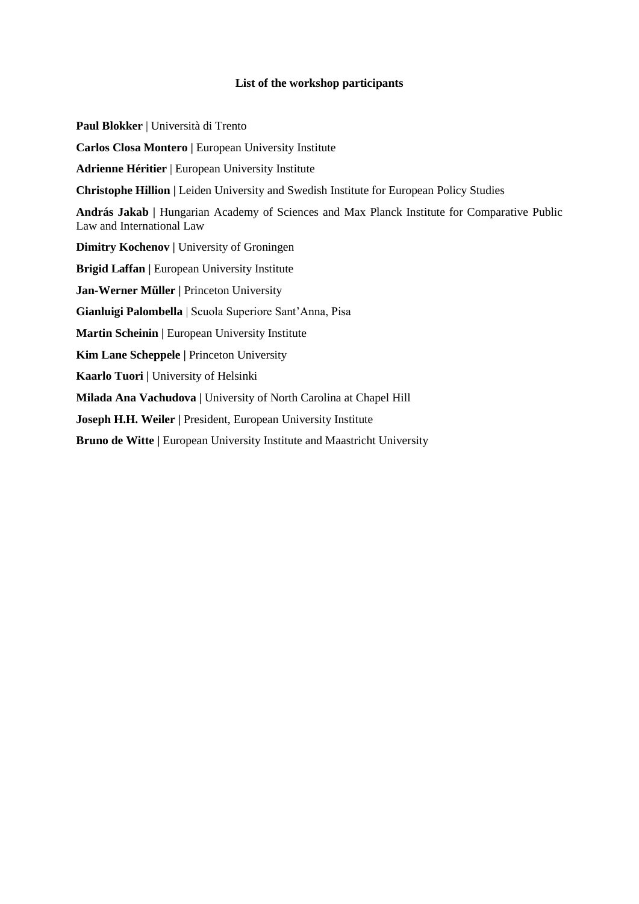## List of the workshop participants

**Paul Blokker** | Università di Trento

**Carlos Closa Montero |** European University Institute

**Adrienne Héritier** | European University Institute

**Christophe Hillion |** Leiden University and Swedish Institute for European Policy Studies

**András Jakab |** Hungarian Academy of Sciences and Max Planck Institute for Comparative Public Law and International Law

**Dimitry Kochenov |** University of Groningen

**Brigid Laffan |** European University Institute

**Jan-Werner Müller |** Princeton University

**Gianluigi Palombella** | Scuola Superiore Sant'Anna, Pisa

**Martin Scheinin |** European University Institute

**Kim Lane Scheppele |** Princeton University

**Kaarlo Tuori |** University of Helsinki

**Milada Ana Vachudova |** University of North Carolina at Chapel Hill

**Joseph H.H. Weiler |** President, European University Institute

**Bruno de Witte |** European University Institute and Maastricht University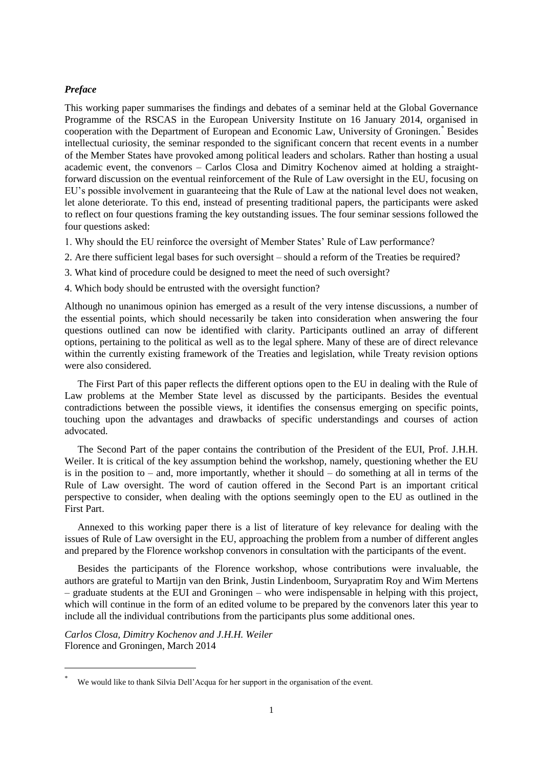## *Preface*

This working paper summarises the findings and debates of a seminar held at the Global Governance Programme of the RSCAS in the European University Institute on 16 January 2014, organised in cooperation with the Department of European and Economic Law, University of Groningen.[*] Besides intellectual curiosity, the seminar responded to the significant concern that recent events in a number of the Member States have provoked among political leaders and scholars. Rather than hosting a usual academic event, the convenors – Carlos Closa and Dimitry Kochenov aimed at holding a straight-forward discussion on the eventual reinforcement of the Rule of Law oversight in the EU, focusing on EU's possible involvement in guaranteeing that the Rule of Law at the national level does not weaken, let alone deteriorate. To this end, instead of presenting traditional papers, the participants were asked to reflect on four questions framing the key outstanding issues. The four seminar sessions followed the four questions asked:

1. Why should the EU reinforce the oversight of Member States' Rule of Law performance?
2. Are there sufficient legal bases for such oversight – should a reform of the Treaties be required?
3. What kind of procedure could be designed to meet the need of such oversight?
4. Which body should be entrusted with the oversight function?

Although no unanimous opinion has emerged as a result of the very intense discussions, a number of the essential points, which should necessarily be taken into consideration when answering the four questions outlined can now be identified with clarity. Participants outlined an array of different options, pertaining to the political as well as to the legal sphere. Many of these are of direct relevance within the currently existing framework of the Treaties and legislation, while Treaty revision options were also considered.

The First Part of this paper reflects the different options open to the EU in dealing with the Rule of Law problems at the Member State level as discussed by the participants. Besides the eventual contradictions between the possible views, it identifies the consensus emerging on specific points, touching upon the advantages and drawbacks of specific understandings and courses of action advocated.

The Second Part of the paper contains the contribution of the President of the EUI, Prof. J.H.H. Weiler. It is critical of the key assumption behind the workshop, namely, questioning whether the EU is in the position to – and, more importantly, whether it should – do something at all in terms of the Rule of Law oversight. The word of caution offered in the Second Part is an important critical perspective to consider, when dealing with the options seemingly open to the EU as outlined in the First Part.

Annexed to this working paper there is a list of literature of key relevance for dealing with the issues of Rule of Law oversight in the EU, approaching the problem from a number of different angles and prepared by the Florence workshop convenors in consultation with the participants of the event.

Besides the participants of the Florence workshop, whose contributions were invaluable, the authors are grateful to Martijn van den Brink, Justin Lindenboom, Suryapratim Roy and Wim Mertens – graduate students at the EUI and Groningen – who were indispensable in helping with this project, which will continue in the form of an edited volume to be prepared by the convenors later this year to include all the individual contributions from the participants plus some additional ones.

*Carlos Closa, Dimitry Kochenov and J.H.H. Weiler*
Florence and Groningen, March 2014

---

[*] We would like to thank Silvia Dell'Acqua for her support in the organisation of the event.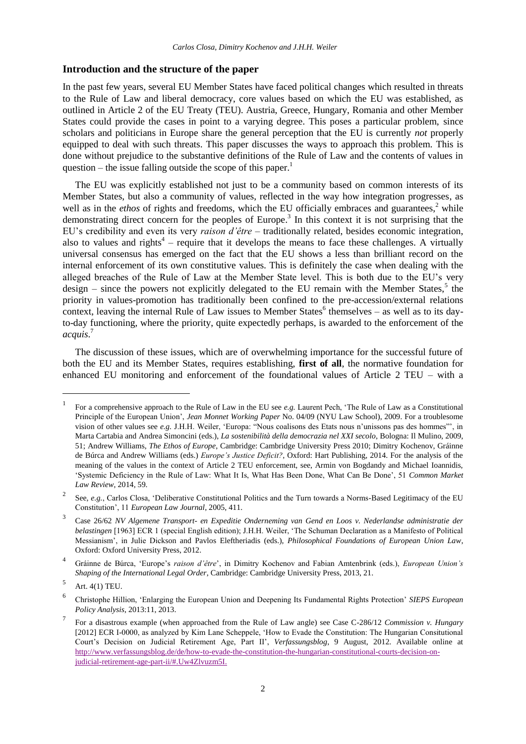## Introduction and the structure of the paper

In the past few years, several EU Member States have faced political changes which resulted in threats to the Rule of Law and liberal democracy, core values based on which the EU was established, as outlined in Article 2 of the EU Treaty (TEU). Austria, Greece, Hungary, Romania and other Member States could provide the cases in point to a varying degree. This poses a particular problem, since scholars and politicians in Europe share the general perception that the EU is currently *not* properly equipped to deal with such threats. This paper discusses the ways to approach this problem. This is done without prejudice to the substantive definitions of the Rule of Law and the contents of values in question – the issue falling outside the scope of this paper.[1]

The EU was explicitly established not just to be a community based on common interests of its Member States, but also a community of values, reflected in the way how integration progresses, as well as in the *ethos* of rights and freedoms, which the EU officially embraces and guarantees,[2] while demonstrating direct concern for the peoples of Europe.[3] In this context it is not surprising that the EU's credibility and even its very *raison d'être* – traditionally related, besides economic integration, also to values and rights[4] – require that it develops the means to face these challenges. A virtually universal consensus has emerged on the fact that the EU shows a less than brilliant record on the internal enforcement of its own constitutive values. This is definitely the case when dealing with the alleged breaches of the Rule of Law at the Member State level. This is both due to the EU's very design – since the powers not explicitly delegated to the EU remain with the Member States,[5] the priority in values-promotion has traditionally been confined to the pre-accession/external relations context, leaving the internal Rule of Law issues to Member States[6] themselves – as well as to its day-to-day functioning, where the priority, quite expectedly perhaps, is awarded to the enforcement of the *acquis*.[7]

The discussion of these issues, which are of overwhelming importance for the successful future of both the EU and its Member States, requires establishing, **first of all**, the normative foundation for enhanced EU monitoring and enforcement of the foundational values of Article 2 TEU – with a

---

[1] For a comprehensive approach to the Rule of Law in the EU see *e.g.* Laurent Pech, 'The Rule of Law as a Constitutional Principle of the European Union', *Jean Monnet Working Paper* No. 04/09 (NYU Law School), 2009. For a troublesome vision of other values see *e.g.* J.H.H. Weiler, 'Europa: "Nous coalisons des Etats nous n'unissons pas des hommes"', in Marta Cartabia and Andrea Simoncini (eds.), *La sostenibilità della democrazia nel XXI secolo*, Bologna: Il Mulino, 2009, 51; Andrew Williams, *The Ethos of Europe*, Cambridge: Cambridge University Press 2010; Dimitry Kochenov, Gráinne de Búrca and Andrew Williams (eds.) *Europe's Justice Deficit?*, Oxford: Hart Publishing, 2014. For the analysis of the meaning of the values in the context of Article 2 TEU enforcement, see, Armin von Bogdandy and Michael Ioannidis, 'Systemic Deficiency in the Rule of Law: What It Is, What Has Been Done, What Can Be Done', 51 *Common Market Law Review*, 2014, 59.

[2] See, *e.g.*, Carlos Closa, 'Deliberative Constitutional Politics and the Turn towards a Norms-Based Legitimacy of the EU Constitution', 11 *European Law Journal*, 2005, 411.

[3] Case 26/62 *NV Algemene Transport- en Expeditie Onderneming van Gend en Loos v. Nederlandse administratie der belastingen* [1963] ECR 1 (special English edition); J.H.H. Weiler, 'The Schuman Declaration as a Manifesto of Political Messianism', in Julie Dickson and Pavlos Eleftheriadis (eds.), *Philosophical Foundations of European Union Law*, Oxford: Oxford University Press, 2012.

[4] Gráinne de Búrca, 'Europe's *raison d'être*', in Dimitry Kochenov and Fabian Amtenbrink (eds.), *European Union's Shaping of the International Legal Order*, Cambridge: Cambridge University Press, 2013, 21.

[5] Art. 4(1) TEU.

[6] Christophe Hillion, 'Enlarging the European Union and Deepening Its Fundamental Rights Protection' *SIEPS European Policy Analysis*, 2013:11, 2013.

[7] For a disastrous example (when approached from the Rule of Law angle) see Case C-286/12 *Commission v. Hungary* [2012] ECR I-0000, as analyzed by Kim Lane Scheppele, 'How to Evade the Constitution: The Hungarian Consitutional Court's Decision on Judicial Retirement Age, Part II', *Verfassungsblog*, 9 August, 2012. Available online at http://www.verfassungsblog.de/de/how-to-evade-the-constitution-the-hungarian-constitutional-courts-decision-on-judicial-retirement-age-part-ii/#.Uw4Zlvuzm5I.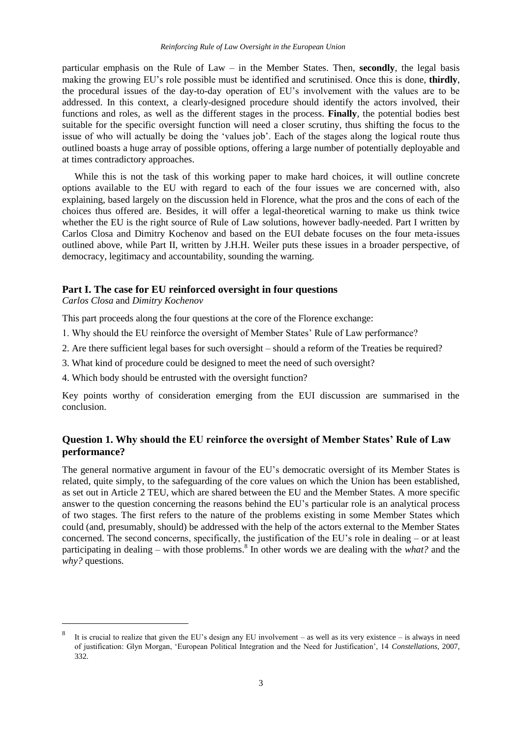particular emphasis on the Rule of Law – in the Member States. Then, **secondly**, the legal basis making the growing EU's role possible must be identified and scrutinised. Once this is done, **thirdly**, the procedural issues of the day-to-day operation of EU's involvement with the values are to be addressed. In this context, a clearly-designed procedure should identify the actors involved, their functions and roles, as well as the different stages in the process. **Finally**, the potential bodies best suitable for the specific oversight function will need a closer scrutiny, thus shifting the focus to the issue of who will actually be doing the 'values job'. Each of the stages along the logical route thus outlined boasts a huge array of possible options, offering a large number of potentially deployable and at times contradictory approaches.

While this is not the task of this working paper to make hard choices, it will outline concrete options available to the EU with regard to each of the four issues we are concerned with, also explaining, based largely on the discussion held in Florence, what the pros and the cons of each of the choices thus offered are. Besides, it will offer a legal-theoretical warning to make us think twice whether the EU is the right source of Rule of Law solutions, however badly-needed. Part I written by Carlos Closa and Dimitry Kochenov and based on the EUI debate focuses on the four meta-issues outlined above, while Part II, written by J.H.H. Weiler puts these issues in a broader perspective, of democracy, legitimacy and accountability, sounding the warning.

## Part I. The case for EU reinforced oversight in four questions

*Carlos Closa* and *Dimitry Kochenov*

This part proceeds along the four questions at the core of the Florence exchange:

1. Why should the EU reinforce the oversight of Member States' Rule of Law performance?
2. Are there sufficient legal bases for such oversight – should a reform of the Treaties be required?
3. What kind of procedure could be designed to meet the need of such oversight?
4. Which body should be entrusted with the oversight function?

Key points worthy of consideration emerging from the EUI discussion are summarised in the conclusion.

### Question 1. Why should the EU reinforce the oversight of Member States' Rule of Law performance?

The general normative argument in favour of the EU's democratic oversight of its Member States is related, quite simply, to the safeguarding of the core values on which the Union has been established, as set out in Article 2 TEU, which are shared between the EU and the Member States. A more specific answer to the question concerning the reasons behind the EU's particular role is an analytical process of two stages. The first refers to the nature of the problems existing in some Member States which could (and, presumably, should) be addressed with the help of the actors external to the Member States concerned. The second concerns, specifically, the justification of the EU's role in dealing – or at least participating in dealing – with those problems.[8] In other words we are dealing with the *what?* and the *why?* questions.

---

[8] It is crucial to realize that given the EU's design any EU involvement – as well as its very existence – is always in need of justification: Glyn Morgan, 'European Political Integration and the Need for Justification', 14 *Constellations*, 2007, 332.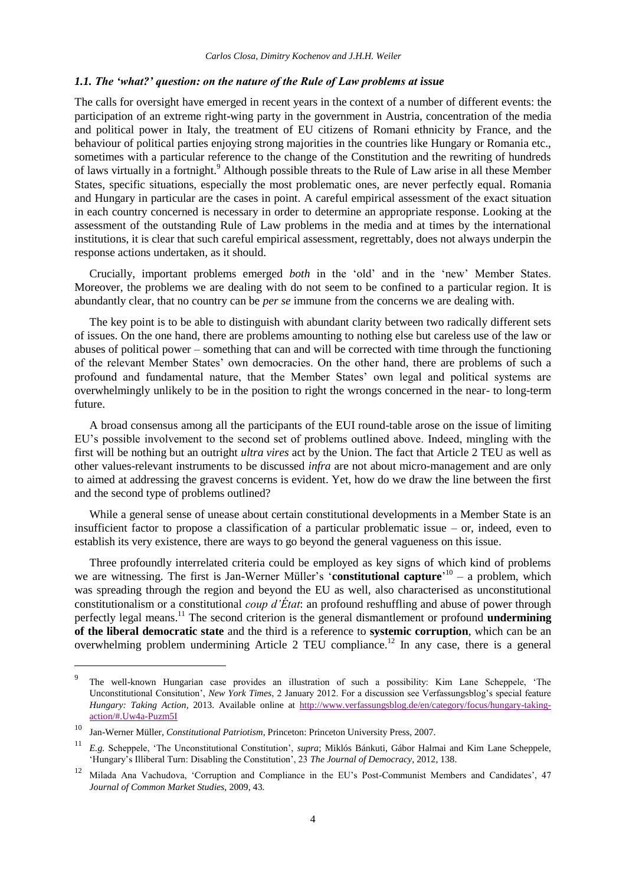### *1.1. The 'what?' question: on the nature of the Rule of Law problems at issue*

The calls for oversight have emerged in recent years in the context of a number of different events: the participation of an extreme right-wing party in the government in Austria, concentration of the media and political power in Italy, the treatment of EU citizens of Romani ethnicity by France, and the behaviour of political parties enjoying strong majorities in the countries like Hungary or Romania etc., sometimes with a particular reference to the change of the Constitution and the rewriting of hundreds of laws virtually in a fortnight.[9] Although possible threats to the Rule of Law arise in all these Member States, specific situations, especially the most problematic ones, are never perfectly equal. Romania and Hungary in particular are the cases in point. A careful empirical assessment of the exact situation in each country concerned is necessary in order to determine an appropriate response. Looking at the assessment of the outstanding Rule of Law problems in the media and at times by the international institutions, it is clear that such careful empirical assessment, regrettably, does not always underpin the response actions undertaken, as it should.

Crucially, important problems emerged *both* in the 'old' and in the 'new' Member States. Moreover, the problems we are dealing with do not seem to be confined to a particular region. It is abundantly clear, that no country can be *per se* immune from the concerns we are dealing with.

The key point is to be able to distinguish with abundant clarity between two radically different sets of issues. On the one hand, there are problems amounting to nothing else but careless use of the law or abuses of political power – something that can and will be corrected with time through the functioning of the relevant Member States' own democracies. On the other hand, there are problems of such a profound and fundamental nature, that the Member States' own legal and political systems are overwhelmingly unlikely to be in the position to right the wrongs concerned in the near- to long-term future.

A broad consensus among all the participants of the EUI round-table arose on the issue of limiting EU's possible involvement to the second set of problems outlined above. Indeed, mingling with the first will be nothing but an outright *ultra vires* act by the Union. The fact that Article 2 TEU as well as other values-relevant instruments to be discussed *infra* are not about micro-management and are only to aimed at addressing the gravest concerns is evident. Yet, how do we draw the line between the first and the second type of problems outlined?

While a general sense of unease about certain constitutional developments in a Member State is an insufficient factor to propose a classification of a particular problematic issue – or, indeed, even to establish its very existence, there are ways to go beyond the general vagueness on this issue.

Three profoundly interrelated criteria could be employed as key signs of which kind of problems we are witnessing. The first is Jan-Werner Müller's '**constitutional capture**'[10] – a problem, which was spreading through the region and beyond the EU as well, also characterised as unconstitutional constitutionalism or a constitutional *coup d'État*: an profound reshuffling and abuse of power through perfectly legal means.[11] The second criterion is the general dismantlement or profound **undermining of the liberal democratic state** and the third is a reference to **systemic corruption**, which can be an overwhelming problem undermining Article 2 TEU compliance.[12] In any case, there is a general

---

[9] The well-known Hungarian case provides an illustration of such a possibility: Kim Lane Scheppele, 'The Unconstitutional Consitution', *New York Times*, 2 January 2012. For a discussion see Verfassungsblog's special feature *Hungary: Taking Action*, 2013. Available online at http://www.verfassungsblog.de/en/category/focus/hungary-taking-action/#.Uw4a-Puzm5I

[10] Jan-Werner Müller, *Constitutional Patriotism*, Princeton: Princeton University Press, 2007.

[11] *E.g.* Scheppele, 'The Unconstitutional Constitution', *supra*; Miklós Bánkuti, Gábor Halmai and Kim Lane Scheppele, 'Hungary's Illiberal Turn: Disabling the Constitution', 23 *The Journal of Democracy*, 2012, 138.

[12] Milada Ana Vachudova, 'Corruption and Compliance in the EU's Post-Communist Members and Candidates', 47 *Journal of Common Market Studies*, 2009, 43.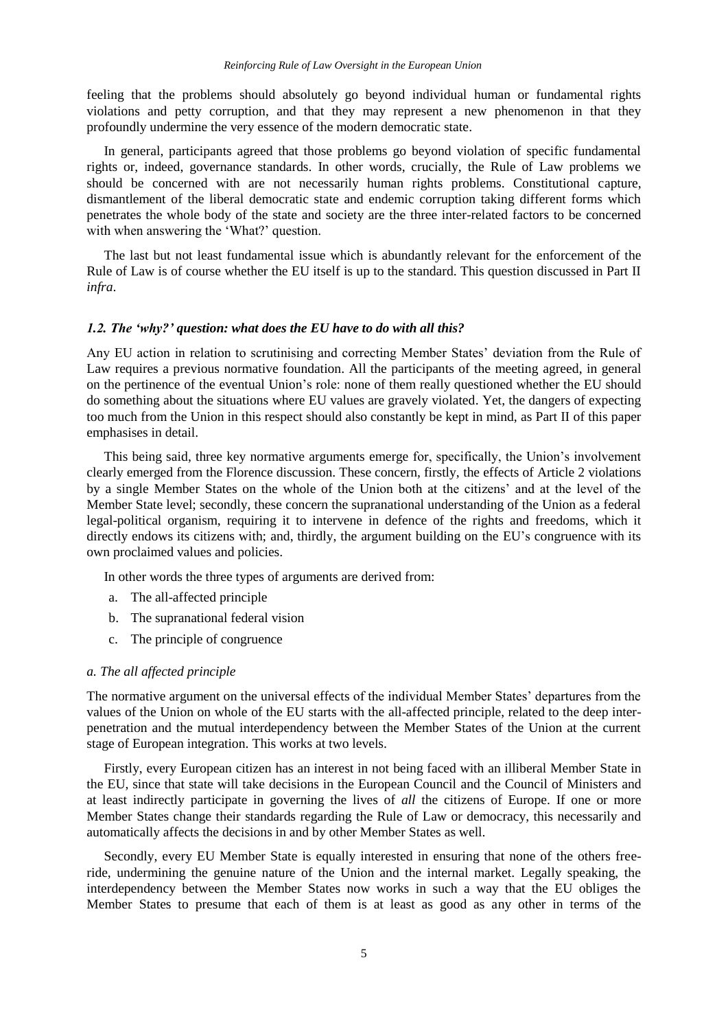feeling that the problems should absolutely go beyond individual human or fundamental rights violations and petty corruption, and that they may represent a new phenomenon in that they profoundly undermine the very essence of the modern democratic state.

In general, participants agreed that those problems go beyond violation of specific fundamental rights or, indeed, governance standards. In other words, crucially, the Rule of Law problems we should be concerned with are not necessarily human rights problems. Constitutional capture, dismantlement of the liberal democratic state and endemic corruption taking different forms which penetrates the whole body of the state and society are the three inter-related factors to be concerned with when answering the 'What?' question.

The last but not least fundamental issue which is abundantly relevant for the enforcement of the Rule of Law is of course whether the EU itself is up to the standard. This question discussed in Part II *infra*.

### *1.2. The 'why?' question: what does the EU have to do with all this?*

Any EU action in relation to scrutinising and correcting Member States' deviation from the Rule of Law requires a previous normative foundation. All the participants of the meeting agreed, in general on the pertinence of the eventual Union's role: none of them really questioned whether the EU should do something about the situations where EU values are gravely violated. Yet, the dangers of expecting too much from the Union in this respect should also constantly be kept in mind, as Part II of this paper emphasises in detail.

This being said, three key normative arguments emerge for, specifically, the Union's involvement clearly emerged from the Florence discussion. These concern, firstly, the effects of Article 2 violations by a single Member States on the whole of the Union both at the citizens' and at the level of the Member State level; secondly, these concern the supranational understanding of the Union as a federal legal-political organism, requiring it to intervene in defence of the rights and freedoms, which it directly endows its citizens with; and, thirdly, the argument building on the EU's congruence with its own proclaimed values and policies.

In other words the three types of arguments are derived from:

a. The all-affected principle
b. The supranational federal vision
c. The principle of congruence

#### *a. The all affected principle*

The normative argument on the universal effects of the individual Member States' departures from the values of the Union on whole of the EU starts with the all-affected principle, related to the deep inter-penetration and the mutual interdependency between the Member States of the Union at the current stage of European integration. This works at two levels.

Firstly, every European citizen has an interest in not being faced with an illiberal Member State in the EU, since that state will take decisions in the European Council and the Council of Ministers and at least indirectly participate in governing the lives of *all* the citizens of Europe. If one or more Member States change their standards regarding the Rule of Law or democracy, this necessarily and automatically affects the decisions in and by other Member States as well.

Secondly, every EU Member State is equally interested in ensuring that none of the others free-ride, undermining the genuine nature of the Union and the internal market. Legally speaking, the interdependency between the Member States now works in such a way that the EU obliges the Member States to presume that each of them is at least as good as any other in terms of the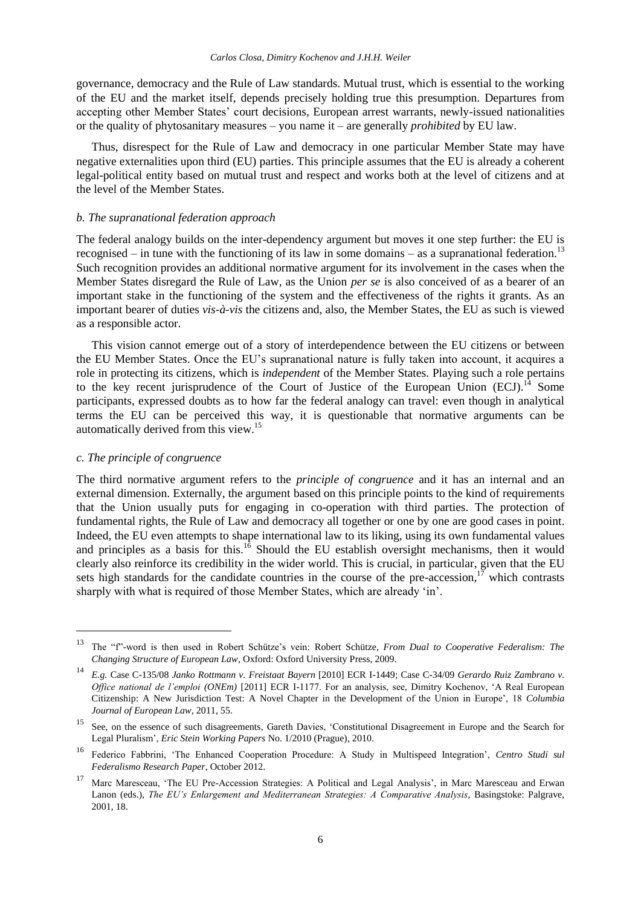governance, democracy and the Rule of Law standards. Mutual trust, which is essential to the working of the EU and the market itself, depends precisely holding true this presumption. Departures from accepting other Member States' court decisions, European arrest warrants, newly-issued nationalities or the quality of phytosanitary measures – you name it – are generally *prohibited* by EU law.

Thus, disrespect for the Rule of Law and democracy in one particular Member State may have negative externalities upon third (EU) parties. This principle assumes that the EU is already a coherent legal-political entity based on mutual trust and respect and works both at the level of citizens and at the level of the Member States.

#### *b. The supranational federation approach*

The federal analogy builds on the inter-dependency argument but moves it one step further: the EU is recognised – in tune with the functioning of its law in some domains – as a supranational federation.[13] Such recognition provides an additional normative argument for its involvement in the cases when the Member States disregard the Rule of Law, as the Union *per se* is also conceived of as a bearer of an important stake in the functioning of the system and the effectiveness of the rights it grants. As an important bearer of duties *vis-à-vis* the citizens and, also, the Member States, the EU as such is viewed as a responsible actor.

This vision cannot emerge out of a story of interdependence between the EU citizens or between the EU Member States. Once the EU's supranational nature is fully taken into account, it acquires a role in protecting its citizens, which is *independent* of the Member States. Playing such a role pertains to the key recent jurisprudence of the Court of Justice of the European Union (ECJ).[14] Some participants, expressed doubts as to how far the federal analogy can travel: even though in analytical terms the EU can be perceived this way, it is questionable that normative arguments can be automatically derived from this view.[15]

#### *c. The principle of congruence*

The third normative argument refers to the *principle of congruence* and it has an internal and an external dimension. Externally, the argument based on this principle points to the kind of requirements that the Union usually puts for engaging in co-operation with third parties. The protection of fundamental rights, the Rule of Law and democracy all together or one by one are good cases in point. Indeed, the EU even attempts to shape international law to its liking, using its own fundamental values and principles as a basis for this.[16] Should the EU establish oversight mechanisms, then it would clearly also reinforce its credibility in the wider world. This is crucial, in particular, given that the EU sets high standards for the candidate countries in the course of the pre-accession,[17] which contrasts sharply with what is required of those Member States, which are already 'in'.

---

[13] The "f"-word is then used in Robert Schütze's vein: Robert Schütze, *From Dual to Cooperative Federalism: The Changing Structure of European Law*, Oxford: Oxford University Press, 2009.

[14] *E.g.* Case C-135/08 *Janko Rottmann v. Freistaat Bayern* [2010] ECR I-1449; Case C-34/09 *Gerardo Ruiz Zambrano v. Office national de l'emploi (ONEm)* [2011] ECR I-1177. For an analysis, see, Dimitry Kochenov, 'A Real European Citizenship: A New Jurisdiction Test: A Novel Chapter in the Development of the Union in Europe', 18 *Columbia Journal of European Law*, 2011, 55.

[15] See, on the essence of such disagreements, Gareth Davies, 'Constitutional Disagreement in Europe and the Search for Legal Pluralism', *Eric Stein Working Papers* No. 1/2010 (Prague), 2010.

[16] Federico Fabbrini, 'The Enhanced Cooperation Procedure: A Study in Multispeed Integration', *Centro Studi sul Federalismo Research Paper*, October 2012.

[17] Marc Maresceau, 'The EU Pre-Accession Strategies: A Political and Legal Analysis', in Marc Maresceau and Erwan Lanon (eds.), *The EU's Enlargement and Mediterranean Strategies: A Comparative Analysis*, Basingstoke: Palgrave, 2001, 18.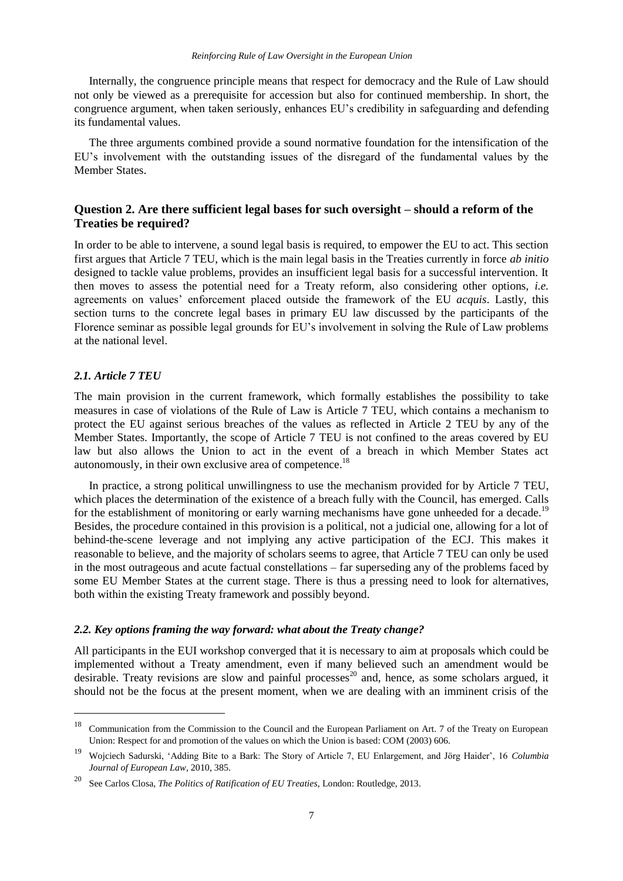Internally, the congruence principle means that respect for democracy and the Rule of Law should not only be viewed as a prerequisite for accession but also for continued membership. In short, the congruence argument, when taken seriously, enhances EU's credibility in safeguarding and defending its fundamental values.

The three arguments combined provide a sound normative foundation for the intensification of the EU's involvement with the outstanding issues of the disregard of the fundamental values by the Member States.

## Question 2. Are there sufficient legal bases for such oversight – should a reform of the Treaties be required?

In order to be able to intervene, a sound legal basis is required, to empower the EU to act. This section first argues that Article 7 TEU, which is the main legal basis in the Treaties currently in force *ab initio* designed to tackle value problems, provides an insufficient legal basis for a successful intervention. It then moves to assess the potential need for a Treaty reform, also considering other options, *i.e.* agreements on values' enforcement placed outside the framework of the EU *acquis*. Lastly, this section turns to the concrete legal bases in primary EU law discussed by the participants of the Florence seminar as possible legal grounds for EU's involvement in solving the Rule of Law problems at the national level.

### *2.1. Article 7 TEU*

The main provision in the current framework, which formally establishes the possibility to take measures in case of violations of the Rule of Law is Article 7 TEU, which contains a mechanism to protect the EU against serious breaches of the values as reflected in Article 2 TEU by any of the Member States. Importantly, the scope of Article 7 TEU is not confined to the areas covered by EU law but also allows the Union to act in the event of a breach in which Member States act autonomously, in their own exclusive area of competence.[18]

In practice, a strong political unwillingness to use the mechanism provided for by Article 7 TEU, which places the determination of the existence of a breach fully with the Council, has emerged. Calls for the establishment of monitoring or early warning mechanisms have gone unheeded for a decade.[19] Besides, the procedure contained in this provision is a political, not a judicial one, allowing for a lot of behind-the-scene leverage and not implying any active participation of the ECJ. This makes it reasonable to believe, and the majority of scholars seems to agree, that Article 7 TEU can only be used in the most outrageous and acute factual constellations – far superseding any of the problems faced by some EU Member States at the current stage. There is thus a pressing need to look for alternatives, both within the existing Treaty framework and possibly beyond.

### *2.2. Key options framing the way forward: what about the Treaty change?*

All participants in the EUI workshop converged that it is necessary to aim at proposals which could be implemented without a Treaty amendment, even if many believed such an amendment would be desirable. Treaty revisions are slow and painful processes[20] and, hence, as some scholars argued, it should not be the focus at the present moment, when we are dealing with an imminent crisis of the

---

[18] Communication from the Commission to the Council and the European Parliament on Art. 7 of the Treaty on European Union: Respect for and promotion of the values on which the Union is based: COM (2003) 606.

[19] Wojciech Sadurski, 'Adding Bite to a Bark: The Story of Article 7, EU Enlargement, and Jörg Haider', 16 *Columbia Journal of European Law*, 2010, 385.

[20] See Carlos Closa, *The Politics of Ratification of EU Treaties*, London: Routledge, 2013.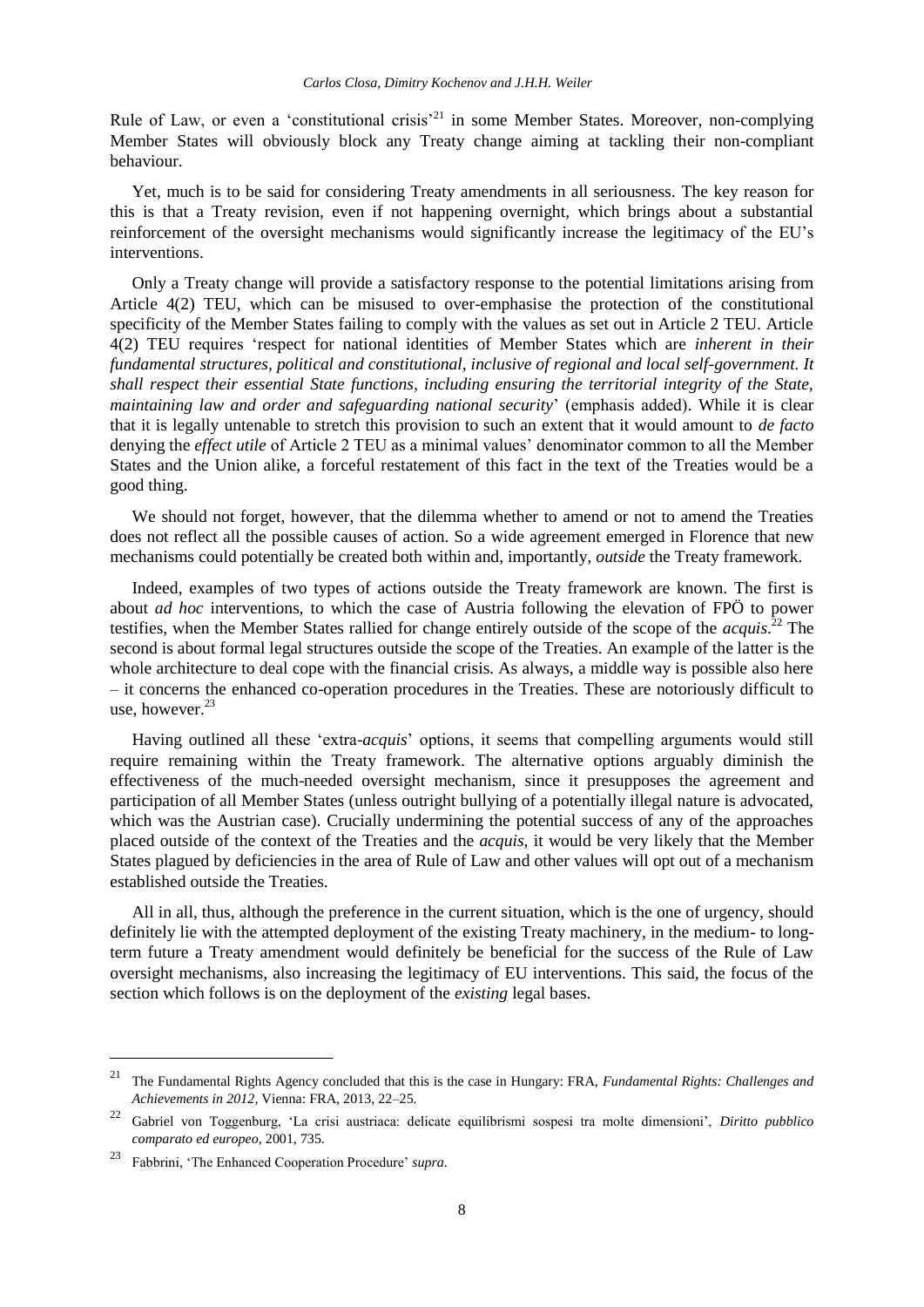Rule of Law, or even a 'constitutional crisis'[21] in some Member States. Moreover, non-complying Member States will obviously block any Treaty change aiming at tackling their non-compliant behaviour.

Yet, much is to be said for considering Treaty amendments in all seriousness. The key reason for this is that a Treaty revision, even if not happening overnight, which brings about a substantial reinforcement of the oversight mechanisms would significantly increase the legitimacy of the EU's interventions.

Only a Treaty change will provide a satisfactory response to the potential limitations arising from Article 4(2) TEU, which can be misused to over-emphasise the protection of the constitutional specificity of the Member States failing to comply with the values as set out in Article 2 TEU. Article 4(2) TEU requires 'respect for national identities of Member States which are *inherent in their fundamental structures, political and constitutional, inclusive of regional and local self-government. It shall respect their essential State functions, including ensuring the territorial integrity of the State, maintaining law and order and safeguarding national security*' (emphasis added). While it is clear that it is legally untenable to stretch this provision to such an extent that it would amount to *de facto* denying the *effect utile* of Article 2 TEU as a minimal values' denominator common to all the Member States and the Union alike, a forceful restatement of this fact in the text of the Treaties would be a good thing.

We should not forget, however, that the dilemma whether to amend or not to amend the Treaties does not reflect all the possible causes of action. So a wide agreement emerged in Florence that new mechanisms could potentially be created both within and, importantly, *outside* the Treaty framework.

Indeed, examples of two types of actions outside the Treaty framework are known. The first is about *ad hoc* interventions, to which the case of Austria following the elevation of FPÖ to power testifies, when the Member States rallied for change entirely outside of the scope of the *acquis*.[22] The second is about formal legal structures outside the scope of the Treaties. An example of the latter is the whole architecture to deal cope with the financial crisis. As always, a middle way is possible also here – it concerns the enhanced co-operation procedures in the Treaties. These are notoriously difficult to use, however.[23]

Having outlined all these 'extra-*acquis*' options, it seems that compelling arguments would still require remaining within the Treaty framework. The alternative options arguably diminish the effectiveness of the much-needed oversight mechanism, since it presupposes the agreement and participation of all Member States (unless outright bullying of a potentially illegal nature is advocated, which was the Austrian case). Crucially undermining the potential success of any of the approaches placed outside of the context of the Treaties and the *acquis*, it would be very likely that the Member States plagued by deficiencies in the area of Rule of Law and other values will opt out of a mechanism established outside the Treaties.

All in all, thus, although the preference in the current situation, which is the one of urgency, should definitely lie with the attempted deployment of the existing Treaty machinery, in the medium- to long-term future a Treaty amendment would definitely be beneficial for the success of the Rule of Law oversight mechanisms, also increasing the legitimacy of EU interventions. This said, the focus of the section which follows is on the deployment of the *existing* legal bases.

---

[21] The Fundamental Rights Agency concluded that this is the case in Hungary: FRA, *Fundamental Rights: Challenges and Achievements in 2012*, Vienna: FRA, 2013, 22–25.

[22] Gabriel von Toggenburg, 'La crisi austriaca: delicate equilibrismi sospesi tra molte dimensioni', *Diritto pubblico comparato ed europeo*, 2001, 735.

[23] Fabbrini, 'The Enhanced Cooperation Procedure' *supra*.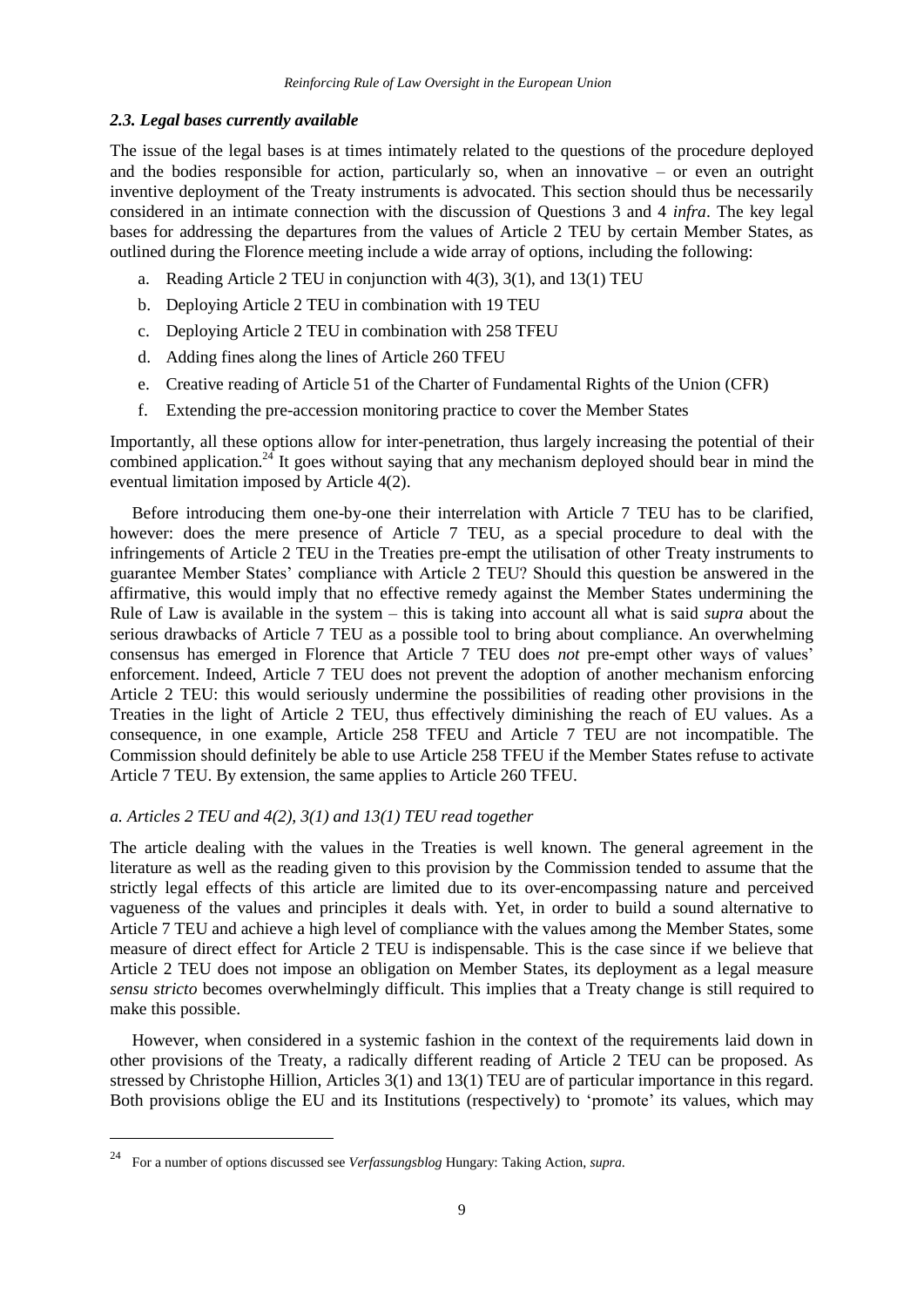### *2.3. Legal bases currently available*

The issue of the legal bases is at times intimately related to the questions of the procedure deployed and the bodies responsible for action, particularly so, when an innovative – or even an outright inventive deployment of the Treaty instruments is advocated. This section should thus be necessarily considered in an intimate connection with the discussion of Questions 3 and 4 *infra*. The key legal bases for addressing the departures from the values of Article 2 TEU by certain Member States, as outlined during the Florence meeting include a wide array of options, including the following:

a. Reading Article 2 TEU in conjunction with 4(3), 3(1), and 13(1) TEU
b. Deploying Article 2 TEU in combination with 19 TEU
c. Deploying Article 2 TEU in combination with 258 TFEU
d. Adding fines along the lines of Article 260 TFEU
e. Creative reading of Article 51 of the Charter of Fundamental Rights of the Union (CFR)
f. Extending the pre-accession monitoring practice to cover the Member States

Importantly, all these options allow for inter-penetration, thus largely increasing the potential of their combined application.[24] It goes without saying that any mechanism deployed should bear in mind the eventual limitation imposed by Article 4(2).

Before introducing them one-by-one their interrelation with Article 7 TEU has to be clarified, however: does the mere presence of Article 7 TEU, as a special procedure to deal with the infringements of Article 2 TEU in the Treaties pre-empt the utilisation of other Treaty instruments to guarantee Member States' compliance with Article 2 TEU? Should this question be answered in the affirmative, this would imply that no effective remedy against the Member States undermining the Rule of Law is available in the system – this is taking into account all what is said *supra* about the serious drawbacks of Article 7 TEU as a possible tool to bring about compliance. An overwhelming consensus has emerged in Florence that Article 7 TEU does *not* pre-empt other ways of values' enforcement. Indeed, Article 7 TEU does not prevent the adoption of another mechanism enforcing Article 2 TEU: this would seriously undermine the possibilities of reading other provisions in the Treaties in the light of Article 2 TEU, thus effectively diminishing the reach of EU values. As a consequence, in one example, Article 258 TFEU and Article 7 TEU are not incompatible. The Commission should definitely be able to use Article 258 TFEU if the Member States refuse to activate Article 7 TEU. By extension, the same applies to Article 260 TFEU.

#### *a. Articles 2 TEU and 4(2), 3(1) and 13(1) TEU read together*

The article dealing with the values in the Treaties is well known. The general agreement in the literature as well as the reading given to this provision by the Commission tended to assume that the strictly legal effects of this article are limited due to its over-encompassing nature and perceived vagueness of the values and principles it deals with. Yet, in order to build a sound alternative to Article 7 TEU and achieve a high level of compliance with the values among the Member States, some measure of direct effect for Article 2 TEU is indispensable. This is the case since if we believe that Article 2 TEU does not impose an obligation on Member States, its deployment as a legal measure *sensu stricto* becomes overwhelmingly difficult. This implies that a Treaty change is still required to make this possible.

However, when considered in a systemic fashion in the context of the requirements laid down in other provisions of the Treaty, a radically different reading of Article 2 TEU can be proposed. As stressed by Christophe Hillion, Articles 3(1) and 13(1) TEU are of particular importance in this regard. Both provisions oblige the EU and its Institutions (respectively) to 'promote' its values, which may

---

[24] For a number of options discussed see *Verfassungsblog* Hungary: Taking Action, *supra*.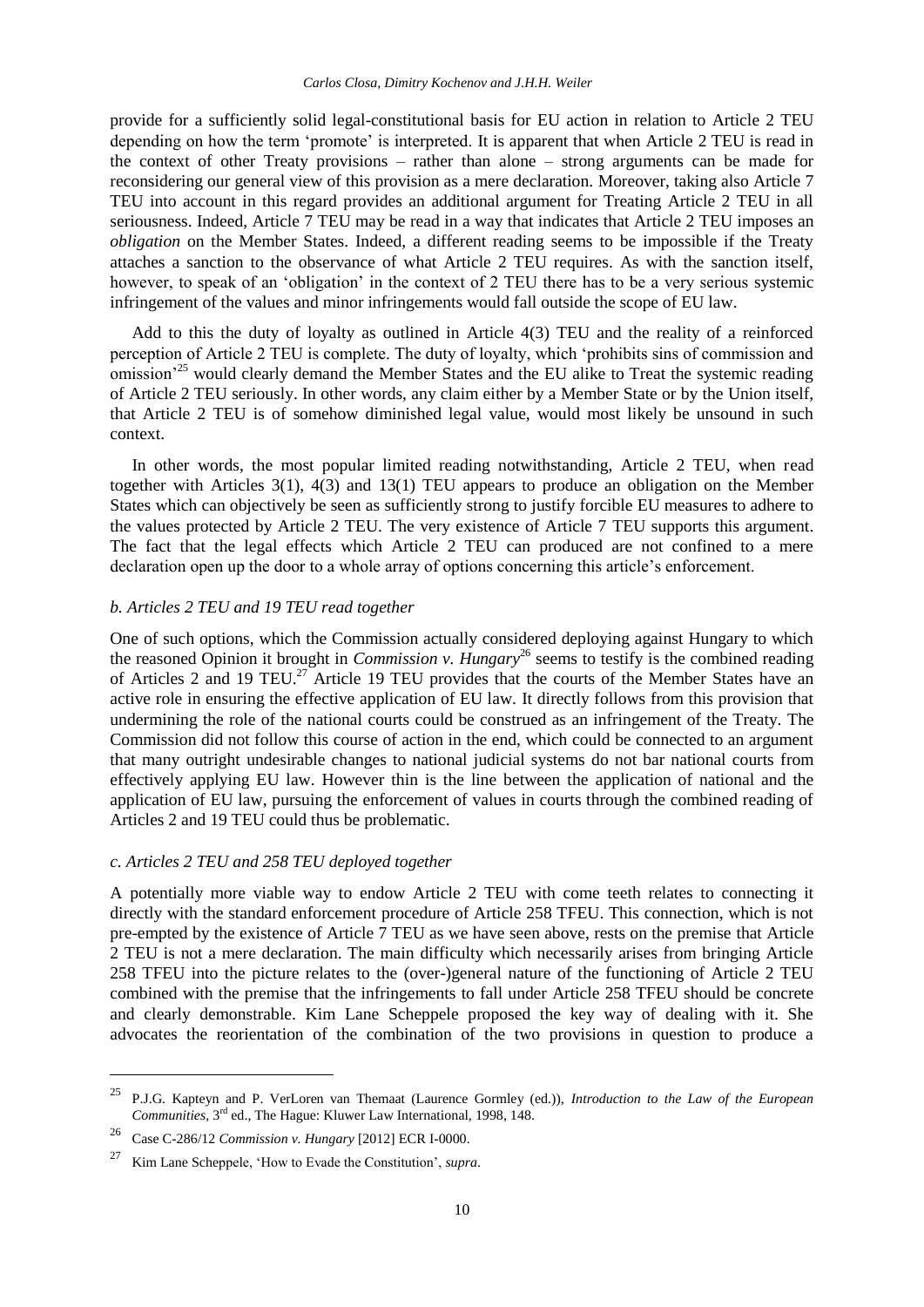provide for a sufficiently solid legal-constitutional basis for EU action in relation to Article 2 TEU depending on how the term 'promote' is interpreted. It is apparent that when Article 2 TEU is read in the context of other Treaty provisions – rather than alone – strong arguments can be made for reconsidering our general view of this provision as a mere declaration. Moreover, taking also Article 7 TEU into account in this regard provides an additional argument for Treating Article 2 TEU in all seriousness. Indeed, Article 7 TEU may be read in a way that indicates that Article 2 TEU imposes an *obligation* on the Member States. Indeed, a different reading seems to be impossible if the Treaty attaches a sanction to the observance of what Article 2 TEU requires. As with the sanction itself, however, to speak of an 'obligation' in the context of 2 TEU there has to be a very serious systemic infringement of the values and minor infringements would fall outside the scope of EU law.

Add to this the duty of loyalty as outlined in Article 4(3) TEU and the reality of a reinforced perception of Article 2 TEU is complete. The duty of loyalty, which 'prohibits sins of commission and omission'[25] would clearly demand the Member States and the EU alike to Treat the systemic reading of Article 2 TEU seriously. In other words, any claim either by a Member State or by the Union itself, that Article 2 TEU is of somehow diminished legal value, would most likely be unsound in such context.

In other words, the most popular limited reading notwithstanding, Article 2 TEU, when read together with Articles 3(1), 4(3) and 13(1) TEU appears to produce an obligation on the Member States which can objectively be seen as sufficiently strong to justify forcible EU measures to adhere to the values protected by Article 2 TEU. The very existence of Article 7 TEU supports this argument. The fact that the legal effects which Article 2 TEU can produced are not confined to a mere declaration open up the door to a whole array of options concerning this article's enforcement.

### *b. Articles 2 TEU and 19 TEU read together*

One of such options, which the Commission actually considered deploying against Hungary to which the reasoned Opinion it brought in *Commission v. Hungary*[26] seems to testify is the combined reading of Articles 2 and 19 TEU.[27] Article 19 TEU provides that the courts of the Member States have an active role in ensuring the effective application of EU law. It directly follows from this provision that undermining the role of the national courts could be construed as an infringement of the Treaty. The Commission did not follow this course of action in the end, which could be connected to an argument that many outright undesirable changes to national judicial systems do not bar national courts from effectively applying EU law. However thin is the line between the application of national and the application of EU law, pursuing the enforcement of values in courts through the combined reading of Articles 2 and 19 TEU could thus be problematic.

### *c. Articles 2 TEU and 258 TEU deployed together*

A potentially more viable way to endow Article 2 TEU with come teeth relates to connecting it directly with the standard enforcement procedure of Article 258 TFEU. This connection, which is not pre-empted by the existence of Article 7 TEU as we have seen above, rests on the premise that Article 2 TEU is not a mere declaration. The main difficulty which necessarily arises from bringing Article 258 TFEU into the picture relates to the (over-)general nature of the functioning of Article 2 TEU combined with the premise that the infringements to fall under Article 258 TFEU should be concrete and clearly demonstrable. Kim Lane Scheppele proposed the key way of dealing with it. She advocates the reorientation of the combination of the two provisions in question to produce a

---

[25] P.J.G. Kapteyn and P. VerLoren van Themaat (Laurence Gormley (ed.)), *Introduction to the Law of the European Communities*, 3rd ed., The Hague: Kluwer Law International, 1998, 148.

[26] Case C-286/12 *Commission v. Hungary* [2012] ECR I-0000.

[27] Kim Lane Scheppele, 'How to Evade the Constitution', *supra*.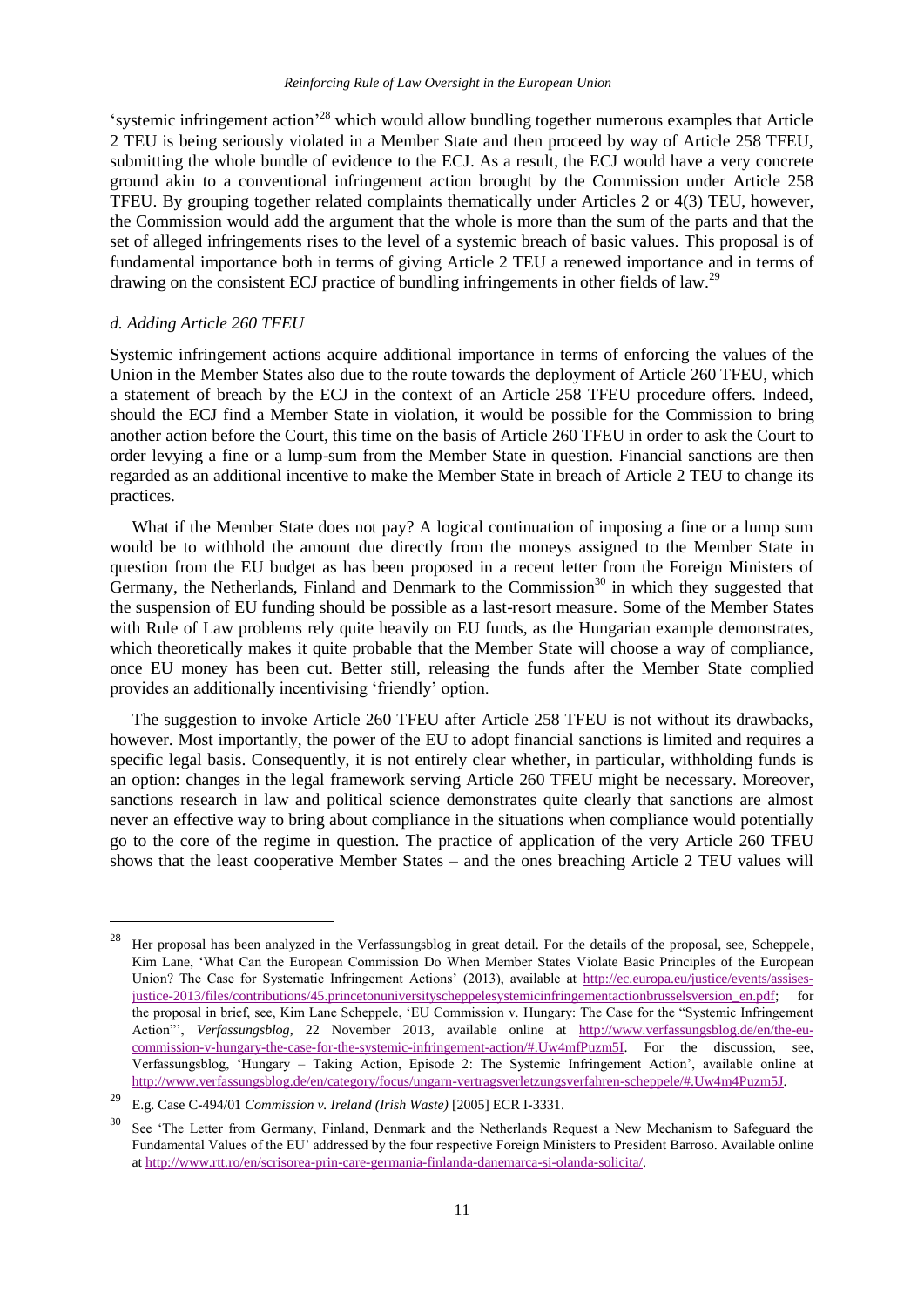'systemic infringement action'[28] which would allow bundling together numerous examples that Article 2 TEU is being seriously violated in a Member State and then proceed by way of Article 258 TFEU, submitting the whole bundle of evidence to the ECJ. As a result, the ECJ would have a very concrete ground akin to a conventional infringement action brought by the Commission under Article 258 TFEU. By grouping together related complaints thematically under Articles 2 or 4(3) TEU, however, the Commission would add the argument that the whole is more than the sum of the parts and that the set of alleged infringements rises to the level of a systemic breach of basic values. This proposal is of fundamental importance both in terms of giving Article 2 TEU a renewed importance and in terms of drawing on the consistent ECJ practice of bundling infringements in other fields of law.[29]

### *d. Adding Article 260 TFEU*

Systemic infringement actions acquire additional importance in terms of enforcing the values of the Union in the Member States also due to the route towards the deployment of Article 260 TFEU, which a statement of breach by the ECJ in the context of an Article 258 TFEU procedure offers. Indeed, should the ECJ find a Member State in violation, it would be possible for the Commission to bring another action before the Court, this time on the basis of Article 260 TFEU in order to ask the Court to order levying a fine or a lump-sum from the Member State in question. Financial sanctions are then regarded as an additional incentive to make the Member State in breach of Article 2 TEU to change its practices.

What if the Member State does not pay? A logical continuation of imposing a fine or a lump sum would be to withhold the amount due directly from the moneys assigned to the Member State in question from the EU budget as has been proposed in a recent letter from the Foreign Ministers of Germany, the Netherlands, Finland and Denmark to the Commission[30] in which they suggested that the suspension of EU funding should be possible as a last-resort measure. Some of the Member States with Rule of Law problems rely quite heavily on EU funds, as the Hungarian example demonstrates, which theoretically makes it quite probable that the Member State will choose a way of compliance, once EU money has been cut. Better still, releasing the funds after the Member State complied provides an additionally incentivising 'friendly' option.

The suggestion to invoke Article 260 TFEU after Article 258 TFEU is not without its drawbacks, however. Most importantly, the power of the EU to adopt financial sanctions is limited and requires a specific legal basis. Consequently, it is not entirely clear whether, in particular, withholding funds is an option: changes in the legal framework serving Article 260 TFEU might be necessary. Moreover, sanctions research in law and political science demonstrates quite clearly that sanctions are almost never an effective way to bring about compliance in the situations when compliance would potentially go to the core of the regime in question. The practice of application of the very Article 260 TFEU shows that the least cooperative Member States – and the ones breaching Article 2 TEU values will

---

[28] Her proposal has been analyzed in the Verfassungsblog in great detail. For the details of the proposal, see, Scheppele, Kim Lane, 'What Can the European Commission Do When Member States Violate Basic Principles of the European Union? The Case for Systematic Infringement Actions' (2013), available at http://ec.europa.eu/justice/events/assises-justice-2013/files/contributions/45.princetonuniversityscheppelesystemicinfringementactionbrusselsversion_en.pdf; for the proposal in brief, see, Kim Lane Scheppele, 'EU Commission v. Hungary: The Case for the "Systemic Infringement Action"', *Verfassungsblog*, 22 November 2013, available online at http://www.verfassungsblog.de/en/the-eu-commission-v-hungary-the-case-for-the-systemic-infringement-action/#.Uw4mfPuzm5I. For the discussion, see, Verfassungsblog, 'Hungary – Taking Action, Episode 2: The Systemic Infringement Action', available online at http://www.verfassungsblog.de/en/category/focus/ungarn-vertragsverletzungsverfahren-scheppele/#.Uw4m4Puzm5J.

[29] E.g. Case C-494/01 *Commission v. Ireland (Irish Waste)* [2005] ECR I-3331.

[30] See 'The Letter from Germany, Finland, Denmark and the Netherlands Request a New Mechanism to Safeguard the Fundamental Values of the EU' addressed by the four respective Foreign Ministers to President Barroso. Available online at http://www.rtt.ro/en/scrisorea-prin-care-germania-finlanda-danemarca-si-olanda-solicita/.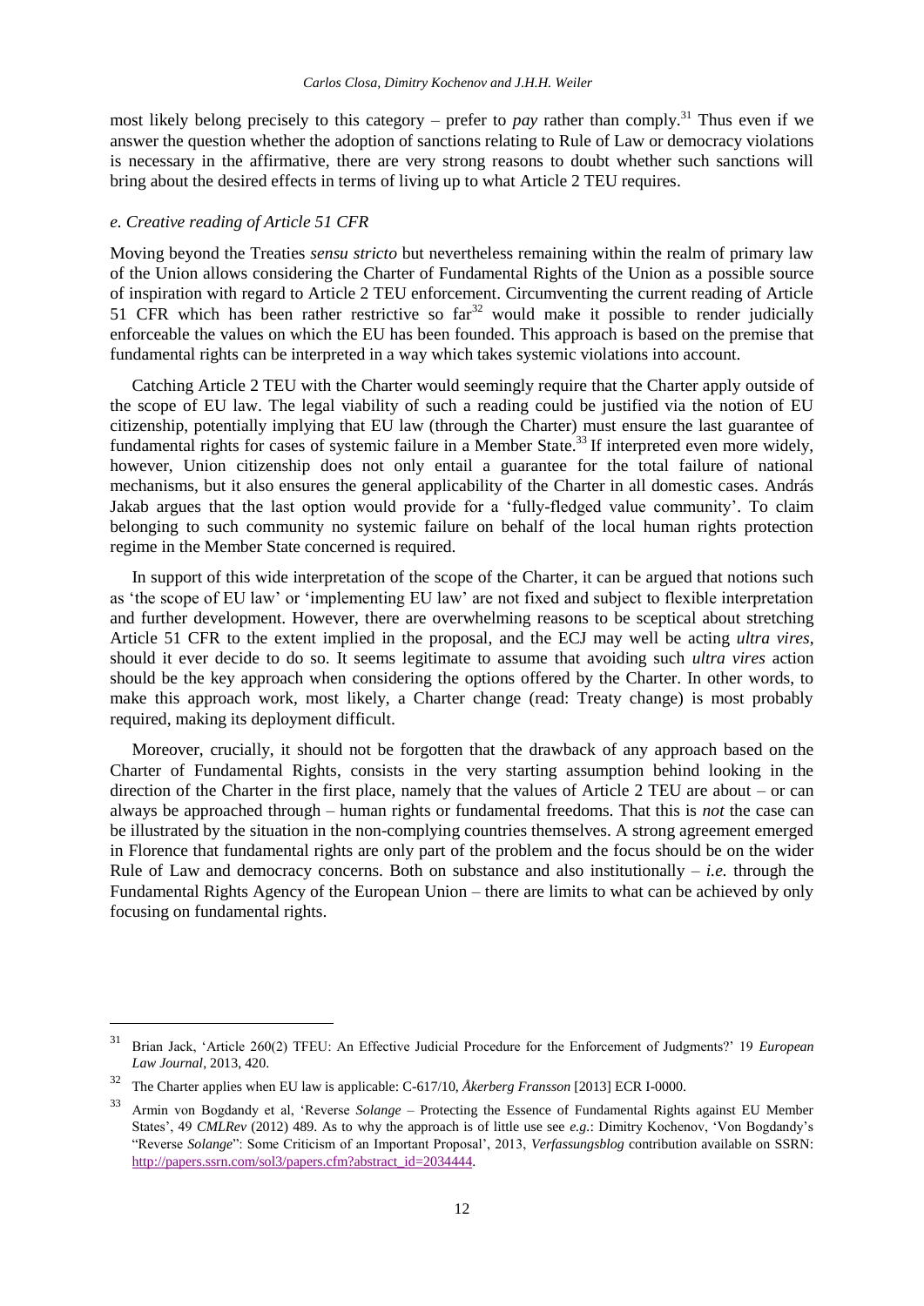most likely belong precisely to this category – prefer to *pay* rather than comply.[31] Thus even if we answer the question whether the adoption of sanctions relating to Rule of Law or democracy violations is necessary in the affirmative, there are very strong reasons to doubt whether such sanctions will bring about the desired effects in terms of living up to what Article 2 TEU requires.

### *e. Creative reading of Article 51 CFR*

Moving beyond the Treaties *sensu stricto* but nevertheless remaining within the realm of primary law of the Union allows considering the Charter of Fundamental Rights of the Union as a possible source of inspiration with regard to Article 2 TEU enforcement. Circumventing the current reading of Article 51 CFR which has been rather restrictive so far[32] would make it possible to render judicially enforceable the values on which the EU has been founded. This approach is based on the premise that fundamental rights can be interpreted in a way which takes systemic violations into account.

Catching Article 2 TEU with the Charter would seemingly require that the Charter apply outside of the scope of EU law. The legal viability of such a reading could be justified via the notion of EU citizenship, potentially implying that EU law (through the Charter) must ensure the last guarantee of fundamental rights for cases of systemic failure in a Member State.[33] If interpreted even more widely, however, Union citizenship does not only entail a guarantee for the total failure of national mechanisms, but it also ensures the general applicability of the Charter in all domestic cases. András Jakab argues that the last option would provide for a 'fully-fledged value community'. To claim belonging to such community no systemic failure on behalf of the local human rights protection regime in the Member State concerned is required.

In support of this wide interpretation of the scope of the Charter, it can be argued that notions such as 'the scope of EU law' or 'implementing EU law' are not fixed and subject to flexible interpretation and further development. However, there are overwhelming reasons to be sceptical about stretching Article 51 CFR to the extent implied in the proposal, and the ECJ may well be acting *ultra vires*, should it ever decide to do so. It seems legitimate to assume that avoiding such *ultra vires* action should be the key approach when considering the options offered by the Charter. In other words, to make this approach work, most likely, a Charter change (read: Treaty change) is most probably required, making its deployment difficult.

Moreover, crucially, it should not be forgotten that the drawback of any approach based on the Charter of Fundamental Rights, consists in the very starting assumption behind looking in the direction of the Charter in the first place, namely that the values of Article 2 TEU are about – or can always be approached through – human rights or fundamental freedoms. That this is *not* the case can be illustrated by the situation in the non-complying countries themselves. A strong agreement emerged in Florence that fundamental rights are only part of the problem and the focus should be on the wider Rule of Law and democracy concerns. Both on substance and also institutionally – *i.e.* through the Fundamental Rights Agency of the European Union – there are limits to what can be achieved by only focusing on fundamental rights.

---

[31] Brian Jack, 'Article 260(2) TFEU: An Effective Judicial Procedure for the Enforcement of Judgments?' 19 *European Law Journal*, 2013, 420.

[32] The Charter applies when EU law is applicable: C-617/10, *Åkerberg Fransson* [2013] ECR I-0000.

[33] Armin von Bogdandy et al, 'Reverse *Solange* – Protecting the Essence of Fundamental Rights against EU Member States', 49 *CMLRev* (2012) 489. As to why the approach is of little use see *e.g.*: Dimitry Kochenov, 'Von Bogdandy's "Reverse *Solange*": Some Criticism of an Important Proposal', 2013, *Verfassungsblog* contribution available on SSRN: http://papers.ssrn.com/sol3/papers.cfm?abstract_id=2034444.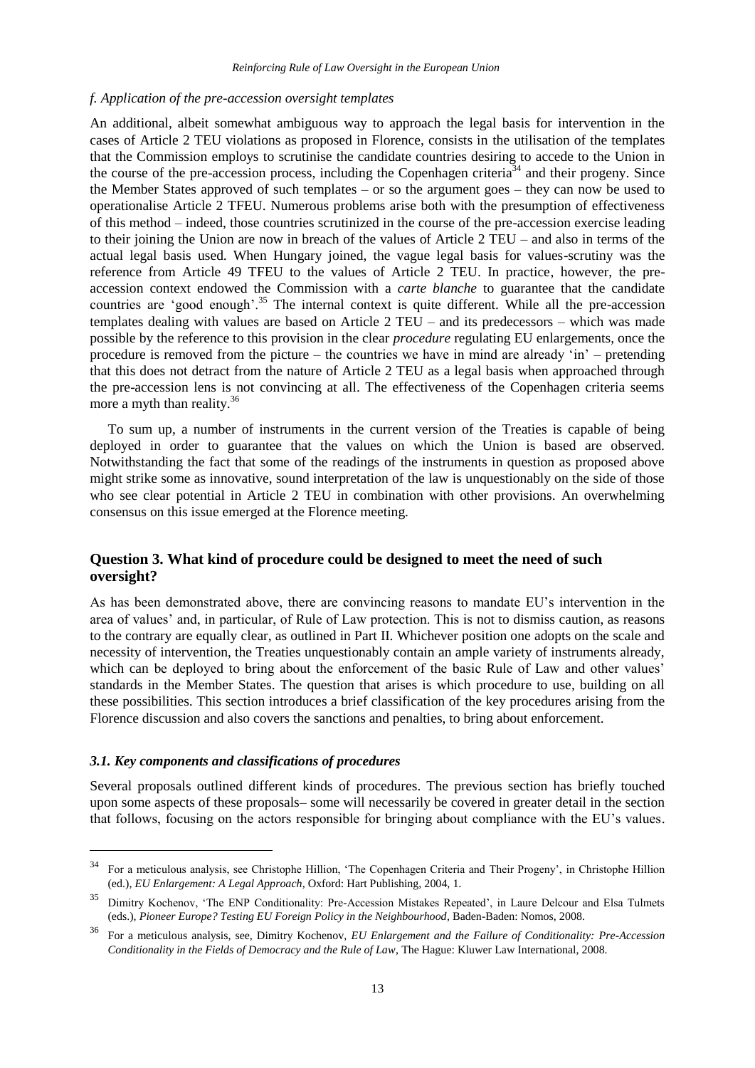### *f. Application of the pre-accession oversight templates*

An additional, albeit somewhat ambiguous way to approach the legal basis for intervention in the cases of Article 2 TEU violations as proposed in Florence, consists in the utilisation of the templates that the Commission employs to scrutinise the candidate countries desiring to accede to the Union in the course of the pre-accession process, including the Copenhagen criteria[34] and their progeny. Since the Member States approved of such templates – or so the argument goes – they can now be used to operationalise Article 2 TFEU. Numerous problems arise both with the presumption of effectiveness of this method – indeed, those countries scrutinized in the course of the pre-accession exercise leading to their joining the Union are now in breach of the values of Article 2 TEU – and also in terms of the actual legal basis used. When Hungary joined, the vague legal basis for values-scrutiny was the reference from Article 49 TFEU to the values of Article 2 TEU. In practice, however, the pre-accession context endowed the Commission with a *carte blanche* to guarantee that the candidate countries are 'good enough'.[35] The internal context is quite different. While all the pre-accession templates dealing with values are based on Article 2 TEU – and its predecessors – which was made possible by the reference to this provision in the clear *procedure* regulating EU enlargements, once the procedure is removed from the picture – the countries we have in mind are already 'in' – pretending that this does not detract from the nature of Article 2 TEU as a legal basis when approached through the pre-accession lens is not convincing at all. The effectiveness of the Copenhagen criteria seems more a myth than reality.[36]

To sum up, a number of instruments in the current version of the Treaties is capable of being deployed in order to guarantee that the values on which the Union is based are observed. Notwithstanding the fact that some of the readings of the instruments in question as proposed above might strike some as innovative, sound interpretation of the law is unquestionably on the side of those who see clear potential in Article 2 TEU in combination with other provisions. An overwhelming consensus on this issue emerged at the Florence meeting.

## Question 3. What kind of procedure could be designed to meet the need of such oversight?

As has been demonstrated above, there are convincing reasons to mandate EU's intervention in the area of values' and, in particular, of Rule of Law protection. This is not to dismiss caution, as reasons to the contrary are equally clear, as outlined in Part II. Whichever position one adopts on the scale and necessity of intervention, the Treaties unquestionably contain an ample variety of instruments already, which can be deployed to bring about the enforcement of the basic Rule of Law and other values' standards in the Member States. The question that arises is which procedure to use, building on all these possibilities. This section introduces a brief classification of the key procedures arising from the Florence discussion and also covers the sanctions and penalties, to bring about enforcement.

### *3.1. Key components and classifications of procedures*

Several proposals outlined different kinds of procedures. The previous section has briefly touched upon some aspects of these proposals– some will necessarily be covered in greater detail in the section that follows, focusing on the actors responsible for bringing about compliance with the EU's values.

---

[34] For a meticulous analysis, see Christophe Hillion, 'The Copenhagen Criteria and Their Progeny', in Christophe Hillion (ed.), *EU Enlargement: A Legal Approach*, Oxford: Hart Publishing, 2004, 1.

[35] Dimitry Kochenov, 'The ENP Conditionality: Pre-Accession Mistakes Repeated', in Laure Delcour and Elsa Tulmets (eds.), *Pioneer Europe? Testing EU Foreign Policy in the Neighbourhood*, Baden-Baden: Nomos, 2008.

[36] For a meticulous analysis, see, Dimitry Kochenov, *EU Enlargement and the Failure of Conditionality: Pre-Accession Conditionality in the Fields of Democracy and the Rule of Law*, The Hague: Kluwer Law International, 2008.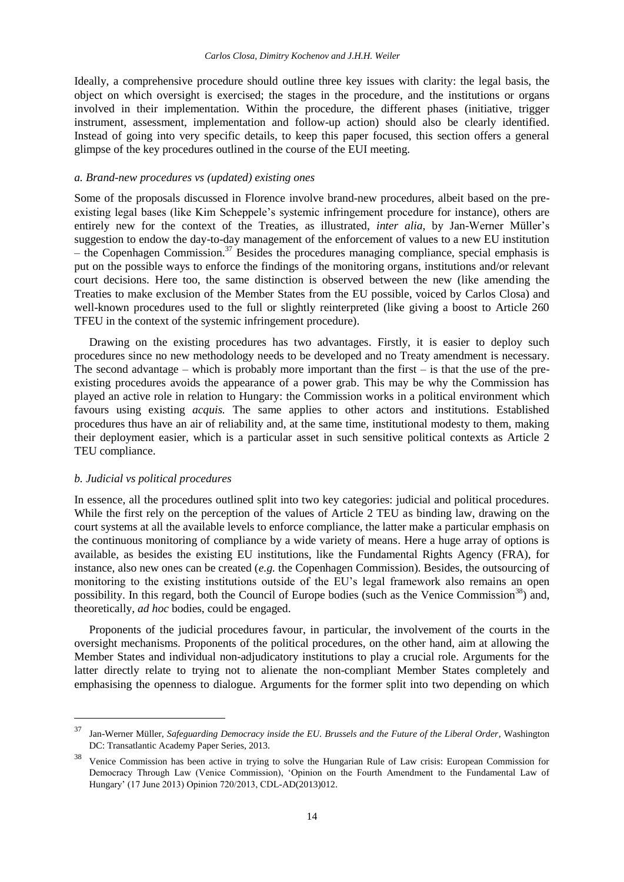Ideally, a comprehensive procedure should outline three key issues with clarity: the legal basis, the object on which oversight is exercised; the stages in the procedure, and the institutions or organs involved in their implementation. Within the procedure, the different phases (initiative, trigger instrument, assessment, implementation and follow-up action) should also be clearly identified. Instead of going into very specific details, to keep this paper focused, this section offers a general glimpse of the key procedures outlined in the course of the EUI meeting.

### *a. Brand-new procedures vs (updated) existing ones*

Some of the proposals discussed in Florence involve brand-new procedures, albeit based on the pre-existing legal bases (like Kim Scheppele's systemic infringement procedure for instance), others are entirely new for the context of the Treaties, as illustrated, *inter alia*, by Jan-Werner Müller's suggestion to endow the day-to-day management of the enforcement of values to a new EU institution – the Copenhagen Commission.[37] Besides the procedures managing compliance, special emphasis is put on the possible ways to enforce the findings of the monitoring organs, institutions and/or relevant court decisions. Here too, the same distinction is observed between the new (like amending the Treaties to make exclusion of the Member States from the EU possible, voiced by Carlos Closa) and well-known procedures used to the full or slightly reinterpreted (like giving a boost to Article 260 TFEU in the context of the systemic infringement procedure).

Drawing on the existing procedures has two advantages. Firstly, it is easier to deploy such procedures since no new methodology needs to be developed and no Treaty amendment is necessary. The second advantage – which is probably more important than the first – is that the use of the pre-existing procedures avoids the appearance of a power grab. This may be why the Commission has played an active role in relation to Hungary: the Commission works in a political environment which favours using existing *acquis.* The same applies to other actors and institutions. Established procedures thus have an air of reliability and, at the same time, institutional modesty to them, making their deployment easier, which is a particular asset in such sensitive political contexts as Article 2 TEU compliance.

### *b. Judicial vs political procedures*

In essence, all the procedures outlined split into two key categories: judicial and political procedures. While the first rely on the perception of the values of Article 2 TEU as binding law, drawing on the court systems at all the available levels to enforce compliance, the latter make a particular emphasis on the continuous monitoring of compliance by a wide variety of means. Here a huge array of options is available, as besides the existing EU institutions, like the Fundamental Rights Agency (FRA), for instance, also new ones can be created (*e.g.* the Copenhagen Commission). Besides, the outsourcing of monitoring to the existing institutions outside of the EU's legal framework also remains an open possibility. In this regard, both the Council of Europe bodies (such as the Venice Commission[38]) and, theoretically, *ad hoc* bodies, could be engaged.

Proponents of the judicial procedures favour, in particular, the involvement of the courts in the oversight mechanisms. Proponents of the political procedures, on the other hand, aim at allowing the Member States and individual non-adjudicatory institutions to play a crucial role. Arguments for the latter directly relate to trying not to alienate the non-compliant Member States completely and emphasising the openness to dialogue. Arguments for the former split into two depending on which

---

[37] Jan-Werner Müller, *Safeguarding Democracy inside the EU. Brussels and the Future of the Liberal Order*, Washington DC: Transatlantic Academy Paper Series, 2013.

[38] Venice Commission has been active in trying to solve the Hungarian Rule of Law crisis: European Commission for Democracy Through Law (Venice Commission), 'Opinion on the Fourth Amendment to the Fundamental Law of Hungary' (17 June 2013) Opinion 720/2013, CDL-AD(2013)012.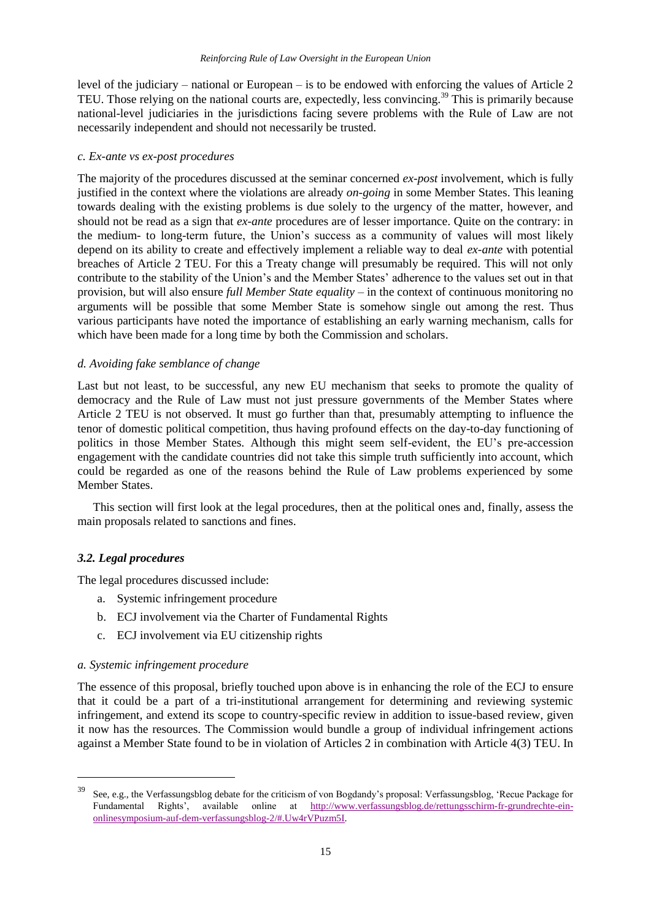level of the judiciary – national or European – is to be endowed with enforcing the values of Article 2 TEU. Those relying on the national courts are, expectedly, less convincing.[39] This is primarily because national-level judiciaries in the jurisdictions facing severe problems with the Rule of Law are not necessarily independent and should not necessarily be trusted.

*c. Ex-ante vs ex-post procedures*

The majority of the procedures discussed at the seminar concerned *ex-post* involvement, which is fully justified in the context where the violations are already *on-going* in some Member States. This leaning towards dealing with the existing problems is due solely to the urgency of the matter, however, and should not be read as a sign that *ex-ante* procedures are of lesser importance. Quite on the contrary: in the medium- to long-term future, the Union's success as a community of values will most likely depend on its ability to create and effectively implement a reliable way to deal *ex-ante* with potential breaches of Article 2 TEU. For this a Treaty change will presumably be required. This will not only contribute to the stability of the Union's and the Member States' adherence to the values set out in that provision, but will also ensure *full Member State equality* – in the context of continuous monitoring no arguments will be possible that some Member State is somehow single out among the rest. Thus various participants have noted the importance of establishing an early warning mechanism, calls for which have been made for a long time by both the Commission and scholars.

*d. Avoiding fake semblance of change*

Last but not least, to be successful, any new EU mechanism that seeks to promote the quality of democracy and the Rule of Law must not just pressure governments of the Member States where Article 2 TEU is not observed. It must go further than that, presumably attempting to influence the tenor of domestic political competition, thus having profound effects on the day-to-day functioning of politics in those Member States. Although this might seem self-evident, the EU's pre-accession engagement with the candidate countries did not take this simple truth sufficiently into account, which could be regarded as one of the reasons behind the Rule of Law problems experienced by some Member States.

This section will first look at the legal procedures, then at the political ones and, finally, assess the main proposals related to sanctions and fines.

### *3.2. Legal procedures*

The legal procedures discussed include:

a. Systemic infringement procedure
b. ECJ involvement via the Charter of Fundamental Rights
c. ECJ involvement via EU citizenship rights

*a. Systemic infringement procedure*

The essence of this proposal, briefly touched upon above is in enhancing the role of the ECJ to ensure that it could be a part of a tri-institutional arrangement for determining and reviewing systemic infringement, and extend its scope to country-specific review in addition to issue-based review, given it now has the resources. The Commission would bundle a group of individual infringement actions against a Member State found to be in violation of Articles 2 in combination with Article 4(3) TEU. In

---

[39] See, e.g., the Verfassungsblog debate for the criticism of von Bogdandy's proposal: Verfassungsblog, 'Recue Package for Fundamental Rights', available online at http://www.verfassungsblog.de/rettungsschirm-fr-grundrechte-ein-onlinesymposium-auf-dem-verfassungsblog-2/#.Uw4rVPuzm5I.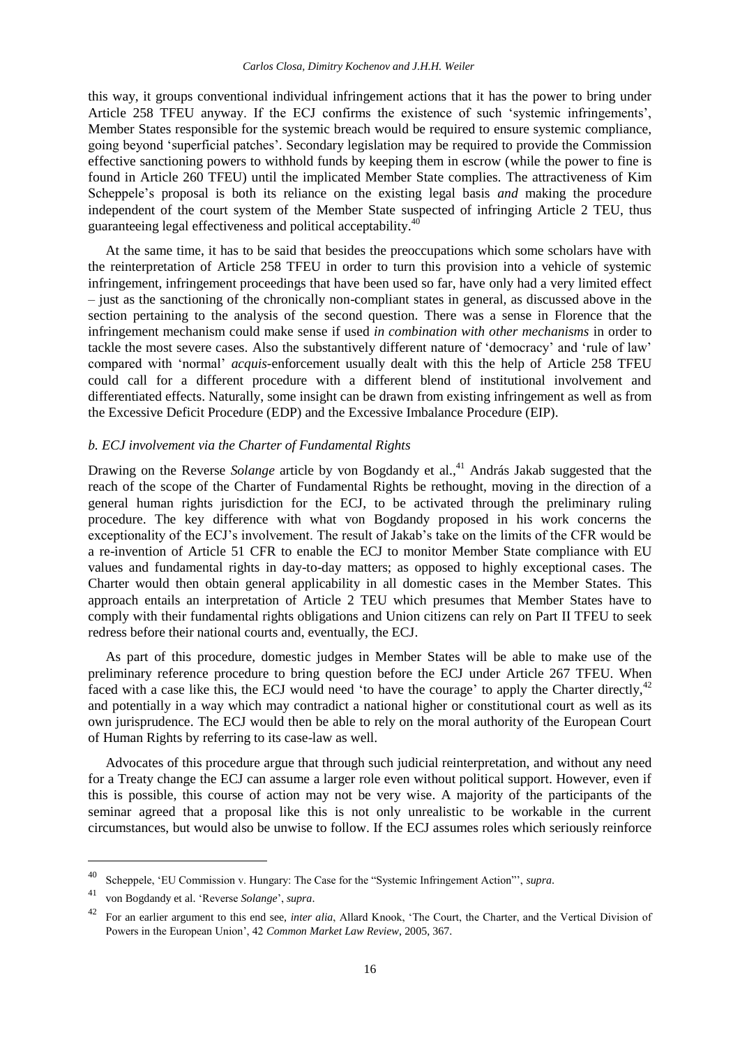this way, it groups conventional individual infringement actions that it has the power to bring under Article 258 TFEU anyway. If the ECJ confirms the existence of such 'systemic infringements', Member States responsible for the systemic breach would be required to ensure systemic compliance, going beyond 'superficial patches'. Secondary legislation may be required to provide the Commission effective sanctioning powers to withhold funds by keeping them in escrow (while the power to fine is found in Article 260 TFEU) until the implicated Member State complies. The attractiveness of Kim Scheppele's proposal is both its reliance on the existing legal basis *and* making the procedure independent of the court system of the Member State suspected of infringing Article 2 TEU, thus guaranteeing legal effectiveness and political acceptability.[40]

At the same time, it has to be said that besides the preoccupations which some scholars have with the reinterpretation of Article 258 TFEU in order to turn this provision into a vehicle of systemic infringement, infringement proceedings that have been used so far, have only had a very limited effect – just as the sanctioning of the chronically non-compliant states in general, as discussed above in the section pertaining to the analysis of the second question. There was a sense in Florence that the infringement mechanism could make sense if used *in combination with other mechanisms* in order to tackle the most severe cases. Also the substantively different nature of 'democracy' and 'rule of law' compared with 'normal' *acquis*-enforcement usually dealt with this the help of Article 258 TFEU could call for a different procedure with a different blend of institutional involvement and differentiated effects. Naturally, some insight can be drawn from existing infringement as well as from the Excessive Deficit Procedure (EDP) and the Excessive Imbalance Procedure (EIP).

### *b. ECJ involvement via the Charter of Fundamental Rights*

Drawing on the Reverse *Solange* article by von Bogdandy et al.,[41] András Jakab suggested that the reach of the scope of the Charter of Fundamental Rights be rethought, moving in the direction of a general human rights jurisdiction for the ECJ, to be activated through the preliminary ruling procedure. The key difference with what von Bogdandy proposed in his work concerns the exceptionality of the ECJ's involvement. The result of Jakab's take on the limits of the CFR would be a re-invention of Article 51 CFR to enable the ECJ to monitor Member State compliance with EU values and fundamental rights in day-to-day matters; as opposed to highly exceptional cases. The Charter would then obtain general applicability in all domestic cases in the Member States. This approach entails an interpretation of Article 2 TEU which presumes that Member States have to comply with their fundamental rights obligations and Union citizens can rely on Part II TFEU to seek redress before their national courts and, eventually, the ECJ.

As part of this procedure, domestic judges in Member States will be able to make use of the preliminary reference procedure to bring question before the ECJ under Article 267 TFEU. When faced with a case like this, the ECJ would need 'to have the courage' to apply the Charter directly,[42] and potentially in a way which may contradict a national higher or constitutional court as well as its own jurisprudence. The ECJ would then be able to rely on the moral authority of the European Court of Human Rights by referring to its case-law as well.

Advocates of this procedure argue that through such judicial reinterpretation, and without any need for a Treaty change the ECJ can assume a larger role even without political support. However, even if this is possible, this course of action may not be very wise. A majority of the participants of the seminar agreed that a proposal like this is not only unrealistic to be workable in the current circumstances, but would also be unwise to follow. If the ECJ assumes roles which seriously reinforce

---

[40] Scheppele, 'EU Commission v. Hungary: The Case for the "Systemic Infringement Action"', *supra*.

[41] von Bogdandy et al. 'Reverse *Solange*', *supra*.

[42] For an earlier argument to this end see, *inter alia*, Allard Knook, 'The Court, the Charter, and the Vertical Division of Powers in the European Union', 42 *Common Market Law Review*, 2005, 367.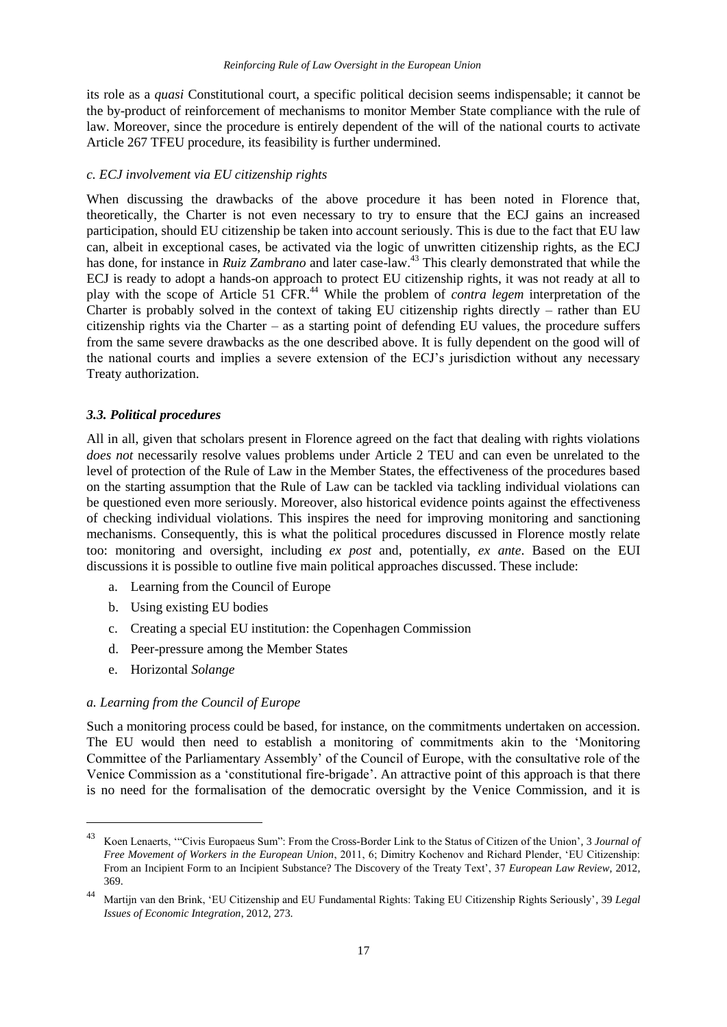its role as a *quasi* Constitutional court, a specific political decision seems indispensable; it cannot be the by-product of reinforcement of mechanisms to monitor Member State compliance with the rule of law. Moreover, since the procedure is entirely dependent of the will of the national courts to activate Article 267 TFEU procedure, its feasibility is further undermined.

#### *c. ECJ involvement via EU citizenship rights*

When discussing the drawbacks of the above procedure it has been noted in Florence that, theoretically, the Charter is not even necessary to try to ensure that the ECJ gains an increased participation, should EU citizenship be taken into account seriously. This is due to the fact that EU law can, albeit in exceptional cases, be activated via the logic of unwritten citizenship rights, as the ECJ has done, for instance in *Ruiz Zambrano* and later case-law.[43] This clearly demonstrated that while the ECJ is ready to adopt a hands-on approach to protect EU citizenship rights, it was not ready at all to play with the scope of Article 51 CFR.[44] While the problem of *contra legem* interpretation of the Charter is probably solved in the context of taking EU citizenship rights directly – rather than EU citizenship rights via the Charter – as a starting point of defending EU values, the procedure suffers from the same severe drawbacks as the one described above. It is fully dependent on the good will of the national courts and implies a severe extension of the ECJ's jurisdiction without any necessary Treaty authorization.

### *3.3. Political procedures*

All in all, given that scholars present in Florence agreed on the fact that dealing with rights violations *does not* necessarily resolve values problems under Article 2 TEU and can even be unrelated to the level of protection of the Rule of Law in the Member States, the effectiveness of the procedures based on the starting assumption that the Rule of Law can be tackled via tackling individual violations can be questioned even more seriously. Moreover, also historical evidence points against the effectiveness of checking individual violations. This inspires the need for improving monitoring and sanctioning mechanisms. Consequently, this is what the political procedures discussed in Florence mostly relate too: monitoring and oversight, including *ex post* and, potentially, *ex ante*. Based on the EUI discussions it is possible to outline five main political approaches discussed. These include:

a. Learning from the Council of Europe
b. Using existing EU bodies
c. Creating a special EU institution: the Copenhagen Commission
d. Peer-pressure among the Member States
e. Horizontal *Solange*

#### *a. Learning from the Council of Europe*

Such a monitoring process could be based, for instance, on the commitments undertaken on accession. The EU would then need to establish a monitoring of commitments akin to the 'Monitoring Committee of the Parliamentary Assembly' of the Council of Europe, with the consultative role of the Venice Commission as a 'constitutional fire-brigade'. An attractive point of this approach is that there is no need for the formalisation of the democratic oversight by the Venice Commission, and it is

---

[43] Koen Lenaerts, '"Civis Europaeus Sum": From the Cross-Border Link to the Status of Citizen of the Union', 3 *Journal of Free Movement of Workers in the European Union*, 2011, 6; Dimitry Kochenov and Richard Plender, 'EU Citizenship: From an Incipient Form to an Incipient Substance? The Discovery of the Treaty Text', 37 *European Law Review*, 2012, 369.

[44] Martijn van den Brink, 'EU Citizenship and EU Fundamental Rights: Taking EU Citizenship Rights Seriously', 39 *Legal Issues of Economic Integration*, 2012, 273.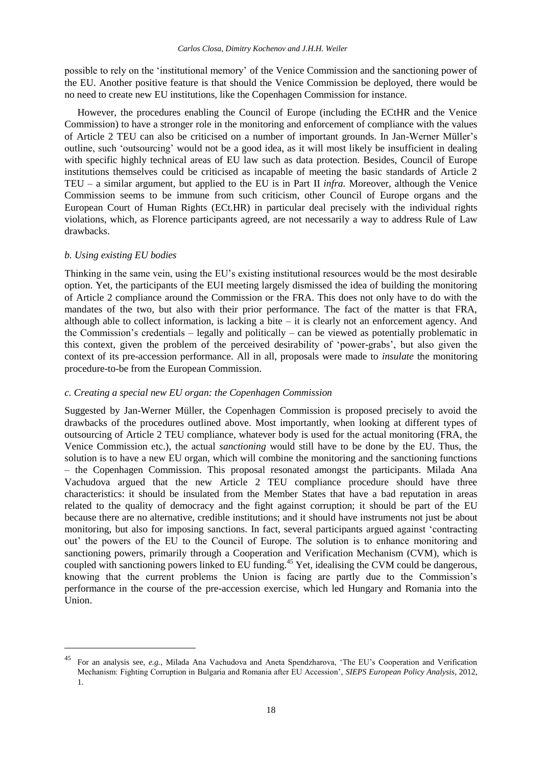possible to rely on the 'institutional memory' of the Venice Commission and the sanctioning power of the EU. Another positive feature is that should the Venice Commission be deployed, there would be no need to create new EU institutions, like the Copenhagen Commission for instance.

However, the procedures enabling the Council of Europe (including the ECtHR and the Venice Commission) to have a stronger role in the monitoring and enforcement of compliance with the values of Article 2 TEU can also be criticised on a number of important grounds. In Jan-Werner Müller's outline, such 'outsourcing' would not be a good idea, as it will most likely be insufficient in dealing with specific highly technical areas of EU law such as data protection. Besides, Council of Europe institutions themselves could be criticised as incapable of meeting the basic standards of Article 2 TEU – a similar argument, but applied to the EU is in Part II *infra*. Moreover, although the Venice Commission seems to be immune from such criticism, other Council of Europe organs and the European Court of Human Rights (ECt.HR) in particular deal precisely with the individual rights violations, which, as Florence participants agreed, are not necessarily a way to address Rule of Law drawbacks.

*b. Using existing EU bodies*

Thinking in the same vein, using the EU's existing institutional resources would be the most desirable option. Yet, the participants of the EUI meeting largely dismissed the idea of building the monitoring of Article 2 compliance around the Commission or the FRA. This does not only have to do with the mandates of the two, but also with their prior performance. The fact of the matter is that FRA, although able to collect information, is lacking a bite – it is clearly not an enforcement agency. And the Commission's credentials – legally and politically – can be viewed as potentially problematic in this context, given the problem of the perceived desirability of 'power-grabs', but also given the context of its pre-accession performance. All in all, proposals were made to *insulate* the monitoring procedure-to-be from the European Commission.

*c. Creating a special new EU organ: the Copenhagen Commission*

Suggested by Jan-Werner Müller, the Copenhagen Commission is proposed precisely to avoid the drawbacks of the procedures outlined above. Most importantly, when looking at different types of outsourcing of Article 2 TEU compliance, whatever body is used for the actual monitoring (FRA, the Venice Commission etc.), the actual *sanctioning* would still have to be done by the EU. Thus, the solution is to have a new EU organ, which will combine the monitoring and the sanctioning functions – the Copenhagen Commission. This proposal resonated amongst the participants. Milada Ana Vachudova argued that the new Article 2 TEU compliance procedure should have three characteristics: it should be insulated from the Member States that have a bad reputation in areas related to the quality of democracy and the fight against corruption; it should be part of the EU because there are no alternative, credible institutions; and it should have instruments not just be about monitoring, but also for imposing sanctions. In fact, several participants argued against 'contracting out' the powers of the EU to the Council of Europe. The solution is to enhance monitoring and sanctioning powers, primarily through a Cooperation and Verification Mechanism (CVM), which is coupled with sanctioning powers linked to EU funding.[45] Yet, idealising the CVM could be dangerous, knowing that the current problems the Union is facing are partly due to the Commission's performance in the course of the pre-accession exercise, which led Hungary and Romania into the Union.

[45] For an analysis see, *e.g.*, Milada Ana Vachudova and Aneta Spendzharova, 'The EU's Cooperation and Verification Mechanism: Fighting Corruption in Bulgaria and Romania after EU Accession', *SIEPS European Policy Analysis*, 2012, 1.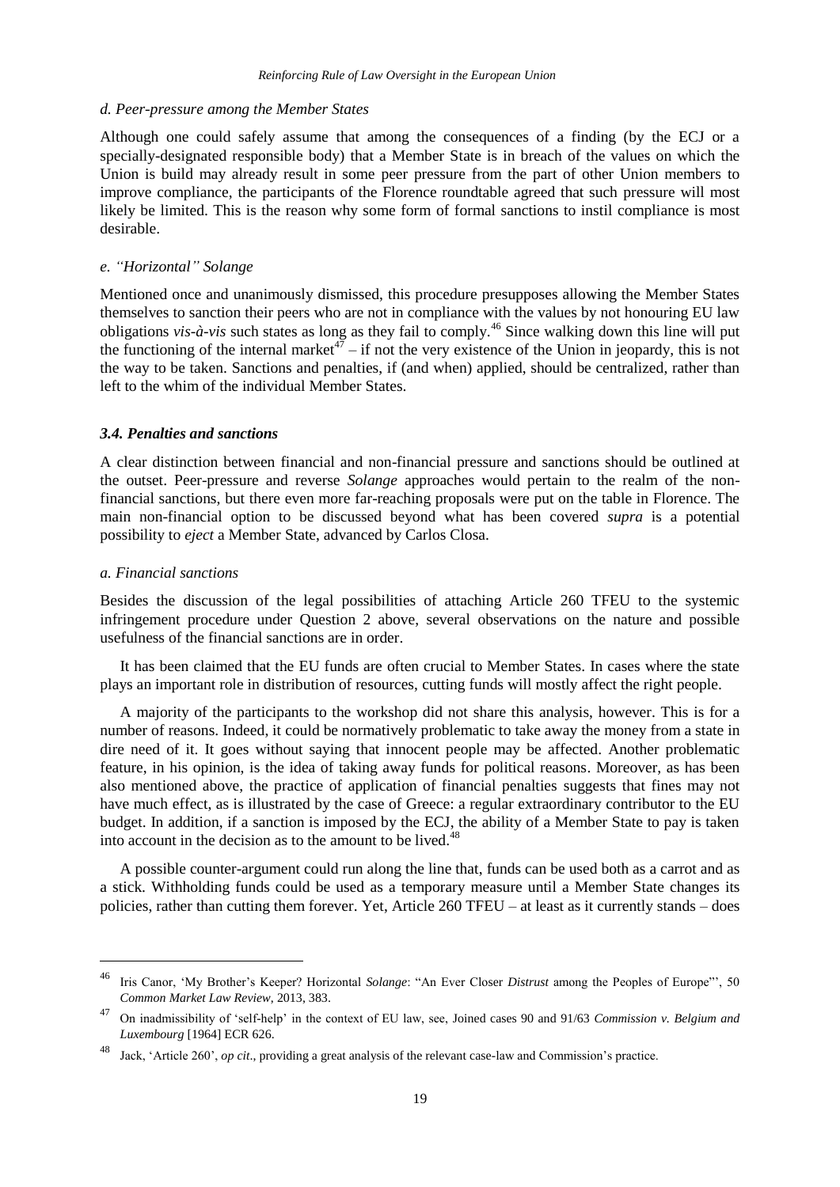*d. Peer-pressure among the Member States*

Although one could safely assume that among the consequences of a finding (by the ECJ or a specially-designated responsible body) that a Member State is in breach of the values on which the Union is build may already result in some peer pressure from the part of other Union members to improve compliance, the participants of the Florence roundtable agreed that such pressure will most likely be limited. This is the reason why some form of formal sanctions to instil compliance is most desirable.

*e. "Horizontal" Solange*

Mentioned once and unanimously dismissed, this procedure presupposes allowing the Member States themselves to sanction their peers who are not in compliance with the values by not honouring EU law obligations *vis-à-vis* such states as long as they fail to comply.[46] Since walking down this line will put the functioning of the internal market[47] – if not the very existence of the Union in jeopardy, this is not the way to be taken. Sanctions and penalties, if (and when) applied, should be centralized, rather than left to the whim of the individual Member States.

### *3.4. Penalties and sanctions*

A clear distinction between financial and non-financial pressure and sanctions should be outlined at the outset. Peer-pressure and reverse *Solange* approaches would pertain to the realm of the non-financial sanctions, but there even more far-reaching proposals were put on the table in Florence. The main non-financial option to be discussed beyond what has been covered *supra* is a potential possibility to *eject* a Member State, advanced by Carlos Closa.

*a. Financial sanctions*

Besides the discussion of the legal possibilities of attaching Article 260 TFEU to the systemic infringement procedure under Question 2 above, several observations on the nature and possible usefulness of the financial sanctions are in order.

It has been claimed that the EU funds are often crucial to Member States. In cases where the state plays an important role in distribution of resources, cutting funds will mostly affect the right people.

A majority of the participants to the workshop did not share this analysis, however. This is for a number of reasons. Indeed, it could be normatively problematic to take away the money from a state in dire need of it. It goes without saying that innocent people may be affected. Another problematic feature, in his opinion, is the idea of taking away funds for political reasons. Moreover, as has been also mentioned above, the practice of application of financial penalties suggests that fines may not have much effect, as is illustrated by the case of Greece: a regular extraordinary contributor to the EU budget. In addition, if a sanction is imposed by the ECJ, the ability of a Member State to pay is taken into account in the decision as to the amount to be lived.[48]

A possible counter-argument could run along the line that, funds can be used both as a carrot and as a stick. Withholding funds could be used as a temporary measure until a Member State changes its policies, rather than cutting them forever. Yet, Article 260 TFEU – at least as it currently stands – does

---

[46] Iris Canor, 'My Brother's Keeper? Horizontal *Solange*: "An Ever Closer *Distrust* among the Peoples of Europe"', 50 *Common Market Law Review*, 2013, 383.

[47] On inadmissibility of 'self-help' in the context of EU law, see, Joined cases 90 and 91/63 *Commission v. Belgium and Luxembourg* [1964] ECR 626.

[48] Jack, 'Article 260', *op cit*., providing a great analysis of the relevant case-law and Commission's practice.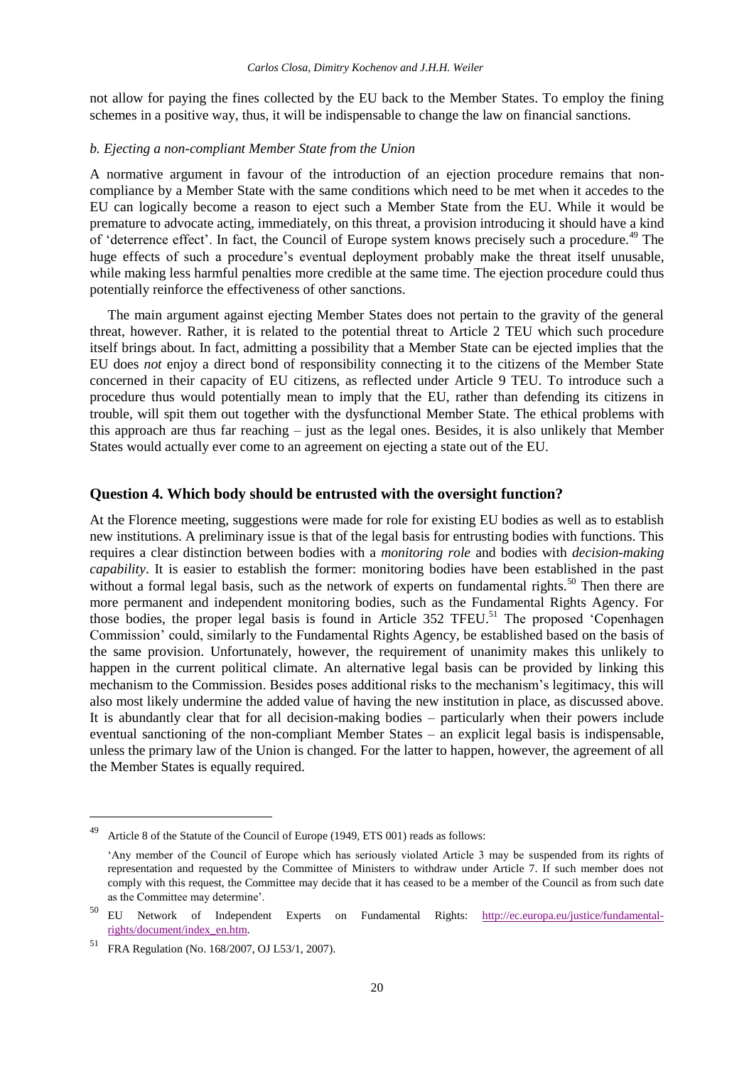not allow for paying the fines collected by the EU back to the Member States. To employ the fining schemes in a positive way, thus, it will be indispensable to change the law on financial sanctions.

*b. Ejecting a non-compliant Member State from the Union*

A normative argument in favour of the introduction of an ejection procedure remains that non-compliance by a Member State with the same conditions which need to be met when it accedes to the EU can logically become a reason to eject such a Member State from the EU. While it would be premature to advocate acting, immediately, on this threat, a provision introducing it should have a kind of 'deterrence effect'. In fact, the Council of Europe system knows precisely such a procedure.[49] The huge effects of such a procedure's eventual deployment probably make the threat itself unusable, while making less harmful penalties more credible at the same time. The ejection procedure could thus potentially reinforce the effectiveness of other sanctions.

The main argument against ejecting Member States does not pertain to the gravity of the general threat, however. Rather, it is related to the potential threat to Article 2 TEU which such procedure itself brings about. In fact, admitting a possibility that a Member State can be ejected implies that the EU does *not* enjoy a direct bond of responsibility connecting it to the citizens of the Member State concerned in their capacity of EU citizens, as reflected under Article 9 TEU. To introduce such a procedure thus would potentially mean to imply that the EU, rather than defending its citizens in trouble, will spit them out together with the dysfunctional Member State. The ethical problems with this approach are thus far reaching – just as the legal ones. Besides, it is also unlikely that Member States would actually ever come to an agreement on ejecting a state out of the EU.

## Question 4. Which body should be entrusted with the oversight function?

At the Florence meeting, suggestions were made for role for existing EU bodies as well as to establish new institutions. A preliminary issue is that of the legal basis for entrusting bodies with functions. This requires a clear distinction between bodies with a *monitoring role* and bodies with *decision-making capability*. It is easier to establish the former: monitoring bodies have been established in the past without a formal legal basis, such as the network of experts on fundamental rights.[50] Then there are more permanent and independent monitoring bodies, such as the Fundamental Rights Agency. For those bodies, the proper legal basis is found in Article 352 TFEU.[51] The proposed 'Copenhagen Commission' could, similarly to the Fundamental Rights Agency, be established based on the basis of the same provision. Unfortunately, however, the requirement of unanimity makes this unlikely to happen in the current political climate. An alternative legal basis can be provided by linking this mechanism to the Commission. Besides poses additional risks to the mechanism's legitimacy, this will also most likely undermine the added value of having the new institution in place, as discussed above. It is abundantly clear that for all decision-making bodies – particularly when their powers include eventual sanctioning of the non-compliant Member States – an explicit legal basis is indispensable, unless the primary law of the Union is changed. For the latter to happen, however, the agreement of all the Member States is equally required.

---

[49] Article 8 of the Statute of the Council of Europe (1949, ETS 001) reads as follows:

'Any member of the Council of Europe which has seriously violated Article 3 may be suspended from its rights of representation and requested by the Committee of Ministers to withdraw under Article 7. If such member does not comply with this request, the Committee may decide that it has ceased to be a member of the Council as from such date as the Committee may determine'.

[50] EU Network of Independent Experts on Fundamental Rights: http://ec.europa.eu/justice/fundamental-rights/document/index_en.htm.

[51] FRA Regulation (No. 168/2007, OJ L53/1, 2007).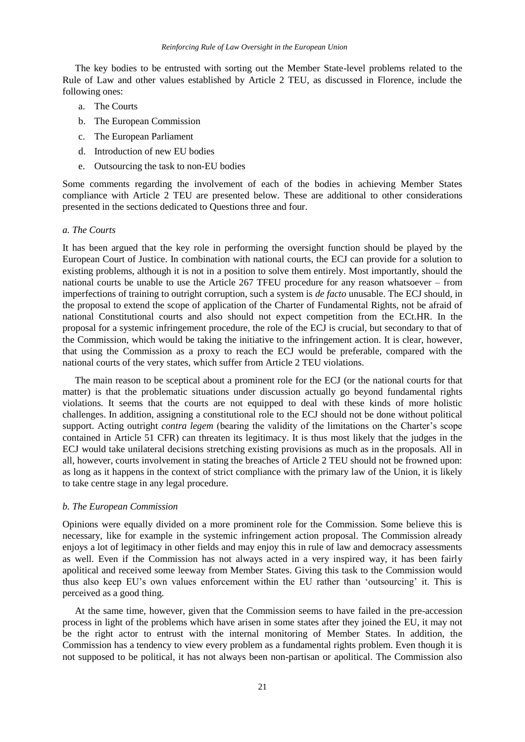The key bodies to be entrusted with sorting out the Member State-level problems related to the Rule of Law and other values established by Article 2 TEU, as discussed in Florence, include the following ones:

a. The Courts
b. The European Commission
c. The European Parliament
d. Introduction of new EU bodies
e. Outsourcing the task to non-EU bodies

Some comments regarding the involvement of each of the bodies in achieving Member States compliance with Article 2 TEU are presented below. These are additional to other considerations presented in the sections dedicated to Questions three and four.

#### *a. The Courts*

It has been argued that the key role in performing the oversight function should be played by the European Court of Justice. In combination with national courts, the ECJ can provide for a solution to existing problems, although it is not in a position to solve them entirely. Most importantly, should the national courts be unable to use the Article 267 TFEU procedure for any reason whatsoever – from imperfections of training to outright corruption, such a system is *de facto* unusable. The ECJ should, in the proposal to extend the scope of application of the Charter of Fundamental Rights, not be afraid of national Constitutional courts and also should not expect competition from the ECt.HR. In the proposal for a systemic infringement procedure, the role of the ECJ is crucial, but secondary to that of the Commission, which would be taking the initiative to the infringement action. It is clear, however, that using the Commission as a proxy to reach the ECJ would be preferable, compared with the national courts of the very states, which suffer from Article 2 TEU violations.

The main reason to be sceptical about a prominent role for the ECJ (or the national courts for that matter) is that the problematic situations under discussion actually go beyond fundamental rights violations. It seems that the courts are not equipped to deal with these kinds of more holistic challenges. In addition, assigning a constitutional role to the ECJ should not be done without political support. Acting outright *contra legem* (bearing the validity of the limitations on the Charter's scope contained in Article 51 CFR) can threaten its legitimacy. It is thus most likely that the judges in the ECJ would take unilateral decisions stretching existing provisions as much as in the proposals. All in all, however, courts involvement in stating the breaches of Article 2 TEU should not be frowned upon: as long as it happens in the context of strict compliance with the primary law of the Union, it is likely to take centre stage in any legal procedure.

#### *b. The European Commission*

Opinions were equally divided on a more prominent role for the Commission. Some believe this is necessary, like for example in the systemic infringement action proposal. The Commission already enjoys a lot of legitimacy in other fields and may enjoy this in rule of law and democracy assessments as well. Even if the Commission has not always acted in a very inspired way, it has been fairly apolitical and received some leeway from Member States. Giving this task to the Commission would thus also keep EU's own values enforcement within the EU rather than 'outsourcing' it. This is perceived as a good thing.

At the same time, however, given that the Commission seems to have failed in the pre-accession process in light of the problems which have arisen in some states after they joined the EU, it may not be the right actor to entrust with the internal monitoring of Member States. In addition, the Commission has a tendency to view every problem as a fundamental rights problem. Even though it is not supposed to be political, it has not always been non-partisan or apolitical. The Commission also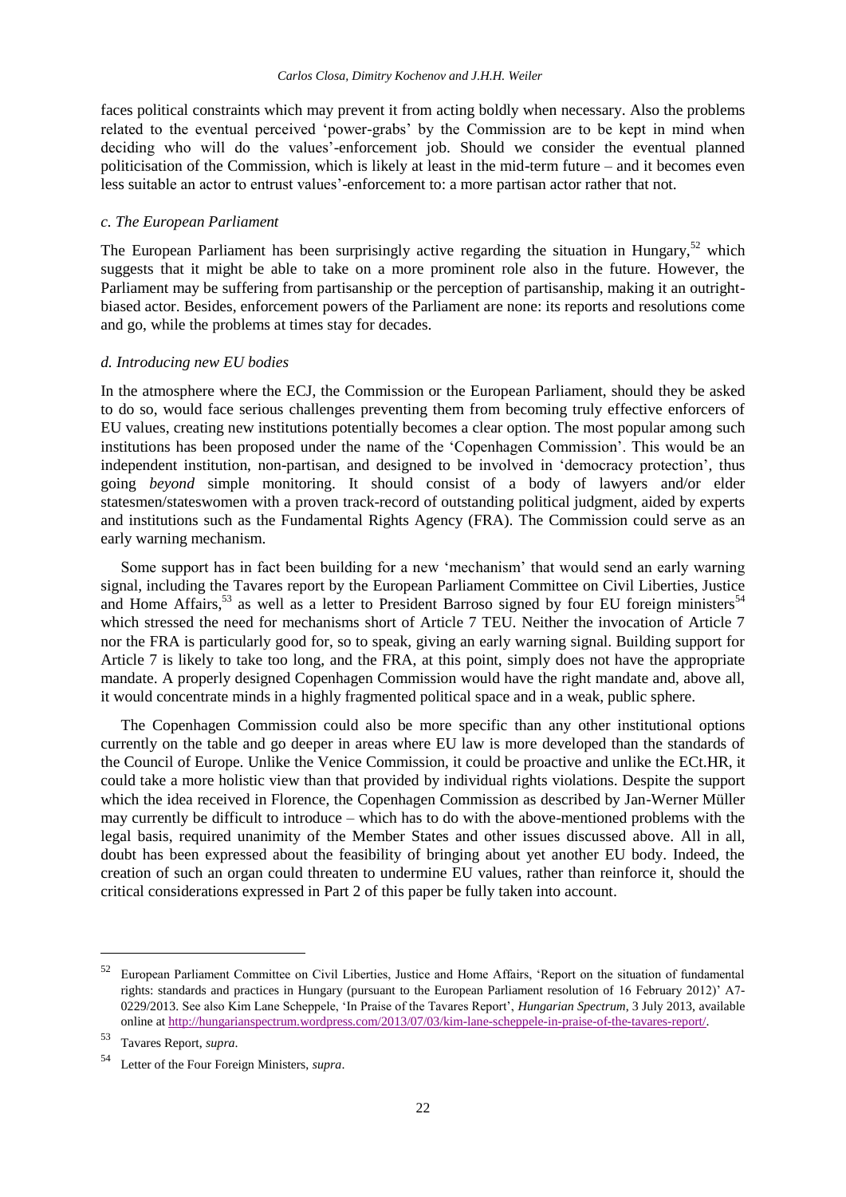faces political constraints which may prevent it from acting boldly when necessary. Also the problems related to the eventual perceived 'power-grabs' by the Commission are to be kept in mind when deciding who will do the values'-enforcement job. Should we consider the eventual planned politicisation of the Commission, which is likely at least in the mid-term future – and it becomes even less suitable an actor to entrust values'-enforcement to: a more partisan actor rather that not.

### *c. The European Parliament*

The European Parliament has been surprisingly active regarding the situation in Hungary,[52] which suggests that it might be able to take on a more prominent role also in the future. However, the Parliament may be suffering from partisanship or the perception of partisanship, making it an outright-biased actor. Besides, enforcement powers of the Parliament are none: its reports and resolutions come and go, while the problems at times stay for decades.

### *d. Introducing new EU bodies*

In the atmosphere where the ECJ, the Commission or the European Parliament, should they be asked to do so, would face serious challenges preventing them from becoming truly effective enforcers of EU values, creating new institutions potentially becomes a clear option. The most popular among such institutions has been proposed under the name of the 'Copenhagen Commission'. This would be an independent institution, non-partisan, and designed to be involved in 'democracy protection', thus going *beyond* simple monitoring. It should consist of a body of lawyers and/or elder statesmen/stateswomen with a proven track-record of outstanding political judgment, aided by experts and institutions such as the Fundamental Rights Agency (FRA). The Commission could serve as an early warning mechanism.

Some support has in fact been building for a new 'mechanism' that would send an early warning signal, including the Tavares report by the European Parliament Committee on Civil Liberties, Justice and Home Affairs,[53] as well as a letter to President Barroso signed by four EU foreign ministers[54] which stressed the need for mechanisms short of Article 7 TEU. Neither the invocation of Article 7 nor the FRA is particularly good for, so to speak, giving an early warning signal. Building support for Article 7 is likely to take too long, and the FRA, at this point, simply does not have the appropriate mandate. A properly designed Copenhagen Commission would have the right mandate and, above all, it would concentrate minds in a highly fragmented political space and in a weak, public sphere.

The Copenhagen Commission could also be more specific than any other institutional options currently on the table and go deeper in areas where EU law is more developed than the standards of the Council of Europe. Unlike the Venice Commission, it could be proactive and unlike the ECt.HR, it could take a more holistic view than that provided by individual rights violations. Despite the support which the idea received in Florence, the Copenhagen Commission as described by Jan-Werner Müller may currently be difficult to introduce – which has to do with the above-mentioned problems with the legal basis, required unanimity of the Member States and other issues discussed above. All in all, doubt has been expressed about the feasibility of bringing about yet another EU body. Indeed, the creation of such an organ could threaten to undermine EU values, rather than reinforce it, should the critical considerations expressed in Part 2 of this paper be fully taken into account.

---

[52] European Parliament Committee on Civil Liberties, Justice and Home Affairs, 'Report on the situation of fundamental rights: standards and practices in Hungary (pursuant to the European Parliament resolution of 16 February 2012)' A7-0229/2013. See also Kim Lane Scheppele, 'In Praise of the Tavares Report', *Hungarian Spectrum*, 3 July 2013, available online at http://hungarianspectrum.wordpress.com/2013/07/03/kim-lane-scheppele-in-praise-of-the-tavares-report/.

[53] Tavares Report, *supra*.

[54] Letter of the Four Foreign Ministers, *supra*.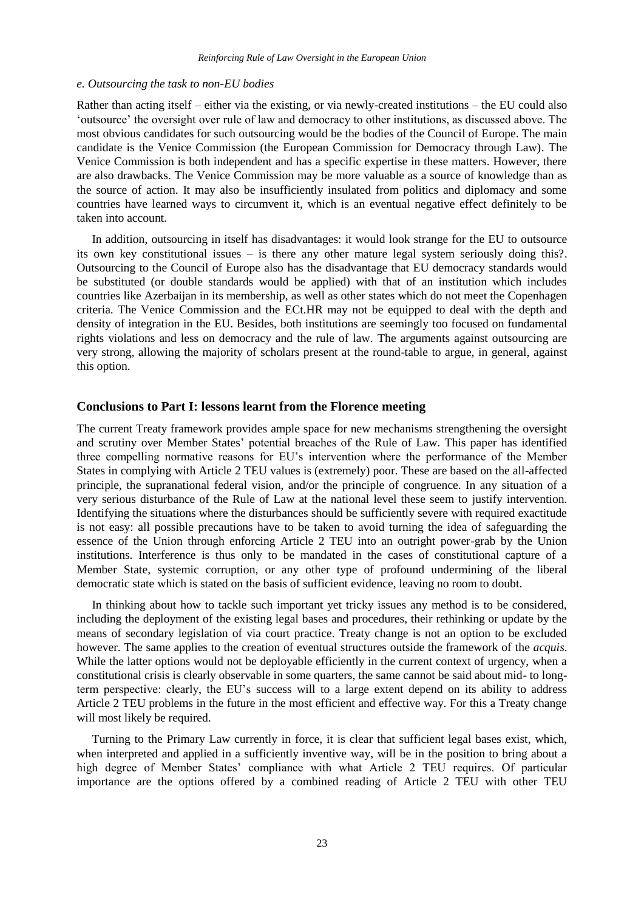*e. Outsourcing the task to non-EU bodies*

Rather than acting itself – either via the existing, or via newly-created institutions – the EU could also 'outsource' the oversight over rule of law and democracy to other institutions, as discussed above. The most obvious candidates for such outsourcing would be the bodies of the Council of Europe. The main candidate is the Venice Commission (the European Commission for Democracy through Law). The Venice Commission is both independent and has a specific expertise in these matters. However, there are also drawbacks. The Venice Commission may be more valuable as a source of knowledge than as the source of action. It may also be insufficiently insulated from politics and diplomacy and some countries have learned ways to circumvent it, which is an eventual negative effect definitely to be taken into account.

In addition, outsourcing in itself has disadvantages: it would look strange for the EU to outsource its own key constitutional issues – is there any other mature legal system seriously doing this?. Outsourcing to the Council of Europe also has the disadvantage that EU democracy standards would be substituted (or double standards would be applied) with that of an institution which includes countries like Azerbaijan in its membership, as well as other states which do not meet the Copenhagen criteria. The Venice Commission and the ECt.HR may not be equipped to deal with the depth and density of integration in the EU. Besides, both institutions are seemingly too focused on fundamental rights violations and less on democracy and the rule of law. The arguments against outsourcing are very strong, allowing the majority of scholars present at the round-table to argue, in general, against this option.

## Conclusions to Part I: lessons learnt from the Florence meeting

The current Treaty framework provides ample space for new mechanisms strengthening the oversight and scrutiny over Member States' potential breaches of the Rule of Law. This paper has identified three compelling normative reasons for EU's intervention where the performance of the Member States in complying with Article 2 TEU values is (extremely) poor. These are based on the all-affected principle, the supranational federal vision, and/or the principle of congruence. In any situation of a very serious disturbance of the Rule of Law at the national level these seem to justify intervention. Identifying the situations where the disturbances should be sufficiently severe with required exactitude is not easy: all possible precautions have to be taken to avoid turning the idea of safeguarding the essence of the Union through enforcing Article 2 TEU into an outright power-grab by the Union institutions. Interference is thus only to be mandated in the cases of constitutional capture of a Member State, systemic corruption, or any other type of profound undermining of the liberal democratic state which is stated on the basis of sufficient evidence, leaving no room to doubt.

In thinking about how to tackle such important yet tricky issues any method is to be considered, including the deployment of the existing legal bases and procedures, their rethinking or update by the means of secondary legislation of via court practice. Treaty change is not an option to be excluded however. The same applies to the creation of eventual structures outside the framework of the *acquis*. While the latter options would not be deployable efficiently in the current context of urgency, when a constitutional crisis is clearly observable in some quarters, the same cannot be said about mid- to long-term perspective: clearly, the EU's success will to a large extent depend on its ability to address Article 2 TEU problems in the future in the most efficient and effective way. For this a Treaty change will most likely be required.

Turning to the Primary Law currently in force, it is clear that sufficient legal bases exist, which, when interpreted and applied in a sufficiently inventive way, will be in the position to bring about a high degree of Member States' compliance with what Article 2 TEU requires. Of particular importance are the options offered by a combined reading of Article 2 TEU with other TEU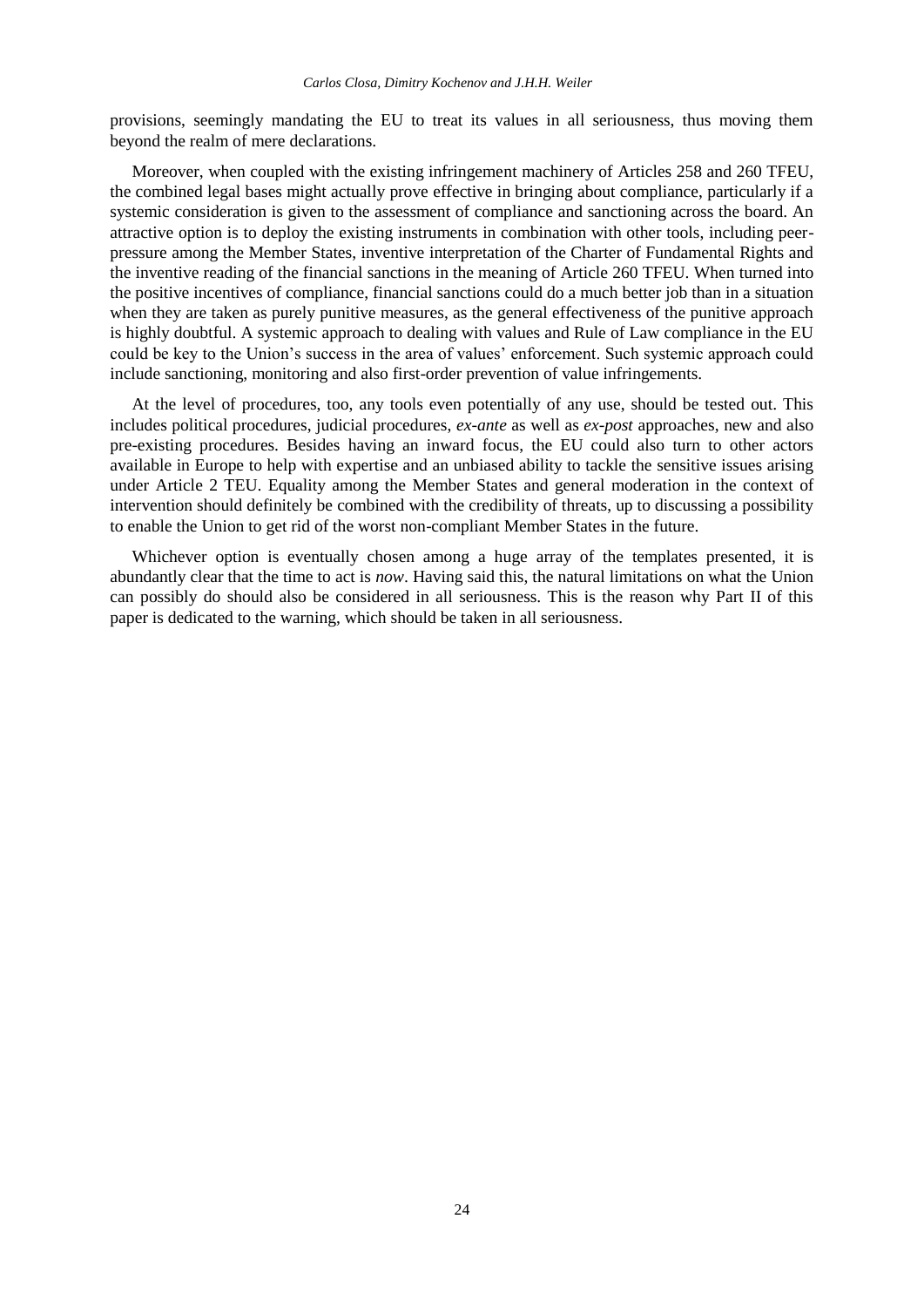provisions, seemingly mandating the EU to treat its values in all seriousness, thus moving them beyond the realm of mere declarations.

Moreover, when coupled with the existing infringement machinery of Articles 258 and 260 TFEU, the combined legal bases might actually prove effective in bringing about compliance, particularly if a systemic consideration is given to the assessment of compliance and sanctioning across the board. An attractive option is to deploy the existing instruments in combination with other tools, including peer-pressure among the Member States, inventive interpretation of the Charter of Fundamental Rights and the inventive reading of the financial sanctions in the meaning of Article 260 TFEU. When turned into the positive incentives of compliance, financial sanctions could do a much better job than in a situation when they are taken as purely punitive measures, as the general effectiveness of the punitive approach is highly doubtful. A systemic approach to dealing with values and Rule of Law compliance in the EU could be key to the Union's success in the area of values' enforcement. Such systemic approach could include sanctioning, monitoring and also first-order prevention of value infringements.

At the level of procedures, too, any tools even potentially of any use, should be tested out. This includes political procedures, judicial procedures, *ex-ante* as well as *ex-post* approaches, new and also pre-existing procedures. Besides having an inward focus, the EU could also turn to other actors available in Europe to help with expertise and an unbiased ability to tackle the sensitive issues arising under Article 2 TEU. Equality among the Member States and general moderation in the context of intervention should definitely be combined with the credibility of threats, up to discussing a possibility to enable the Union to get rid of the worst non-compliant Member States in the future.

Whichever option is eventually chosen among a huge array of the templates presented, it is abundantly clear that the time to act is *now*. Having said this, the natural limitations on what the Union can possibly do should also be considered in all seriousness. This is the reason why Part II of this paper is dedicated to the warning, which should be taken in all seriousness.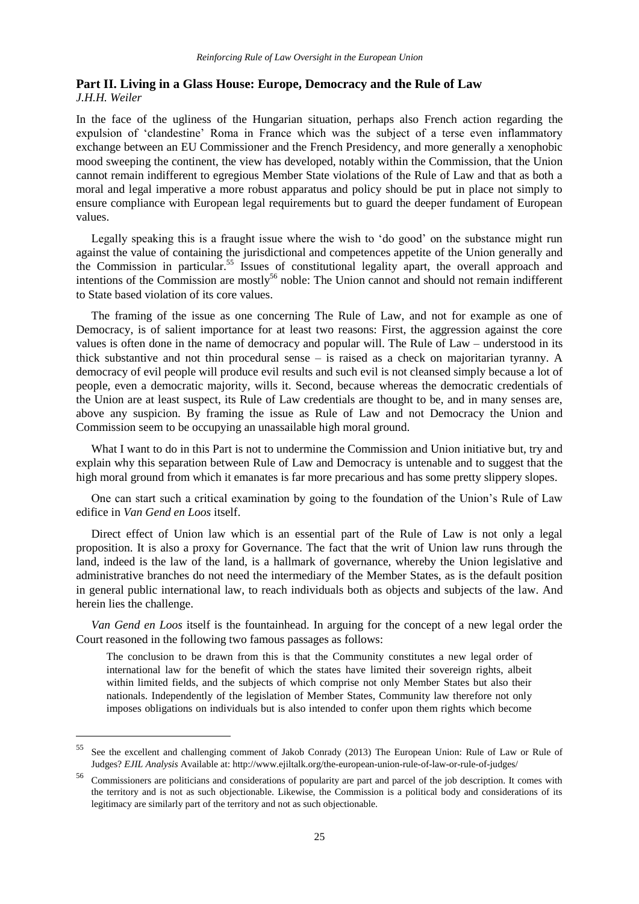## Part II. Living in a Glass House: Europe, Democracy and the Rule of Law

*J.H.H. Weiler*

In the face of the ugliness of the Hungarian situation, perhaps also French action regarding the expulsion of 'clandestine' Roma in France which was the subject of a terse even inflammatory exchange between an EU Commissioner and the French Presidency, and more generally a xenophobic mood sweeping the continent, the view has developed, notably within the Commission, that the Union cannot remain indifferent to egregious Member State violations of the Rule of Law and that as both a moral and legal imperative a more robust apparatus and policy should be put in place not simply to ensure compliance with European legal requirements but to guard the deeper fundament of European values.

Legally speaking this is a fraught issue where the wish to 'do good' on the substance might run against the value of containing the jurisdictional and competences appetite of the Union generally and the Commission in particular.[55] Issues of constitutional legality apart, the overall approach and intentions of the Commission are mostly[56] noble: The Union cannot and should not remain indifferent to State based violation of its core values.

The framing of the issue as one concerning The Rule of Law, and not for example as one of Democracy, is of salient importance for at least two reasons: First, the aggression against the core values is often done in the name of democracy and popular will. The Rule of Law – understood in its thick substantive and not thin procedural sense – is raised as a check on majoritarian tyranny. A democracy of evil people will produce evil results and such evil is not cleansed simply because a lot of people, even a democratic majority, wills it. Second, because whereas the democratic credentials of the Union are at least suspect, its Rule of Law credentials are thought to be, and in many senses are, above any suspicion. By framing the issue as Rule of Law and not Democracy the Union and Commission seem to be occupying an unassailable high moral ground.

What I want to do in this Part is not to undermine the Commission and Union initiative but, try and explain why this separation between Rule of Law and Democracy is untenable and to suggest that the high moral ground from which it emanates is far more precarious and has some pretty slippery slopes.

One can start such a critical examination by going to the foundation of the Union's Rule of Law edifice in *Van Gend en Loos* itself.

Direct effect of Union law which is an essential part of the Rule of Law is not only a legal proposition. It is also a proxy for Governance. The fact that the writ of Union law runs through the land, indeed is the law of the land, is a hallmark of governance, whereby the Union legislative and administrative branches do not need the intermediary of the Member States, as is the default position in general public international law, to reach individuals both as objects and subjects of the law. And herein lies the challenge.

*Van Gend en Loos* itself is the fountainhead. In arguing for the concept of a new legal order the Court reasoned in the following two famous passages as follows:

> The conclusion to be drawn from this is that the Community constitutes a new legal order of international law for the benefit of which the states have limited their sovereign rights, albeit within limited fields, and the subjects of which comprise not only Member States but also their nationals. Independently of the legislation of Member States, Community law therefore not only imposes obligations on individuals but is also intended to confer upon them rights which become

[55] See the excellent and challenging comment of Jakob Conrady (2013) The European Union: Rule of Law or Rule of Judges? *EJIL Analysis* Available at: http://www.ejiltalk.org/the-european-union-rule-of-law-or-rule-of-judges/

[56] Commissioners are politicians and considerations of popularity are part and parcel of the job description. It comes with the territory and is not as such objectionable. Likewise, the Commission is a political body and considerations of its legitimacy are similarly part of the territory and not as such objectionable.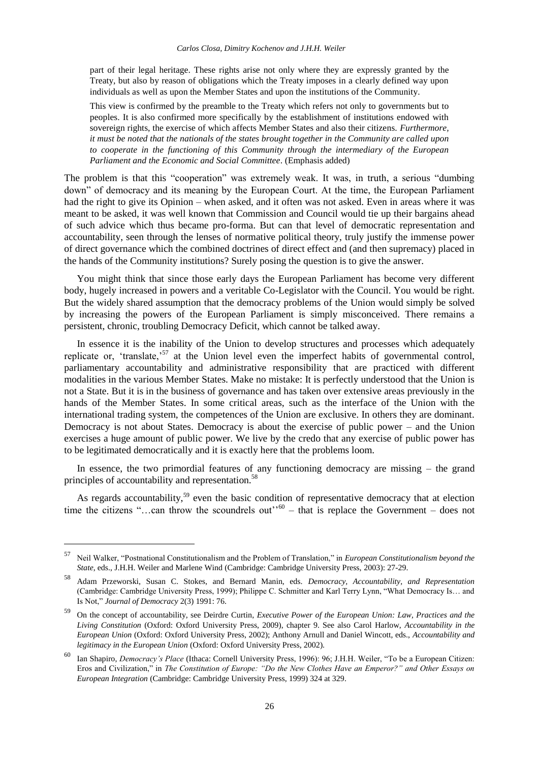> part of their legal heritage. These rights arise not only where they are expressly granted by the Treaty, but also by reason of obligations which the Treaty imposes in a clearly defined way upon individuals as well as upon the Member States and upon the institutions of the Community.
>
> This view is confirmed by the preamble to the Treaty which refers not only to governments but to peoples. It is also confirmed more specifically by the establishment of institutions endowed with sovereign rights, the exercise of which affects Member States and also their citizens. *Furthermore, it must be noted that the nationals of the states brought together in the Community are called upon to cooperate in the functioning of this Community through the intermediary of the European Parliament and the Economic and Social Committee*. (Emphasis added)

The problem is that this "cooperation" was extremely weak. It was, in truth, a serious "dumbing down" of democracy and its meaning by the European Court. At the time, the European Parliament had the right to give its Opinion – when asked, and it often was not asked. Even in areas where it was meant to be asked, it was well known that Commission and Council would tie up their bargains ahead of such advice which thus became pro-forma. But can that level of democratic representation and accountability, seen through the lenses of normative political theory, truly justify the immense power of direct governance which the combined doctrines of direct effect and (and then supremacy) placed in the hands of the Community institutions? Surely posing the question is to give the answer.

You might think that since those early days the European Parliament has become very different body, hugely increased in powers and a veritable Co-Legislator with the Council. You would be right. But the widely shared assumption that the democracy problems of the Union would simply be solved by increasing the powers of the European Parliament is simply misconceived. There remains a persistent, chronic, troubling Democracy Deficit, which cannot be talked away.

In essence it is the inability of the Union to develop structures and processes which adequately replicate or, 'translate,'[57] at the Union level even the imperfect habits of governmental control, parliamentary accountability and administrative responsibility that are practiced with different modalities in the various Member States. Make no mistake: It is perfectly understood that the Union is not a State. But it is in the business of governance and has taken over extensive areas previously in the hands of the Member States. In some critical areas, such as the interface of the Union with the international trading system, the competences of the Union are exclusive. In others they are dominant. Democracy is not about States. Democracy is about the exercise of public power – and the Union exercises a huge amount of public power. We live by the credo that any exercise of public power has to be legitimated democratically and it is exactly here that the problems loom.

In essence, the two primordial features of any functioning democracy are missing – the grand principles of accountability and representation.[58]

As regards accountability,[59] even the basic condition of representative democracy that at election time the citizens "…can throw the scoundrels out''[60] – that is replace the Government – does not

---

[57] Neil Walker, "Postnational Constitutionalism and the Problem of Translation," in *European Constitutionalism beyond the State*, eds., J.H.H. Weiler and Marlene Wind (Cambridge: Cambridge University Press, 2003): 27-29.

[58] Adam Przeworski, Susan C. Stokes, and Bernard Manin, eds. *Democracy, Accountability, and Representation* (Cambridge: Cambridge University Press, 1999); Philippe C. Schmitter and Karl Terry Lynn, "What Democracy Is… and Is Not," *Journal of Democracy* 2(3) 1991: 76.

[59] On the concept of accountability, see Deirdre Curtin, *Executive Power of the European Union: Law, Practices and the Living Constitution* (Oxford: Oxford University Press, 2009), chapter 9. See also Carol Harlow, *Accountability in the European Union* (Oxford: Oxford University Press, 2002); Anthony Arnull and Daniel Wincott, eds., *Accountability and legitimacy in the European Union* (Oxford: Oxford University Press, 2002).

[60] Ian Shapiro, *Democracy's Place* (Ithaca: Cornell University Press, 1996): 96; J.H.H. Weiler, "To be a European Citizen: Eros and Civilization," in *The Constitution of Europe: "Do the New Clothes Have an Emperor?" and Other Essays on European Integration* (Cambridge: Cambridge University Press, 1999) 324 at 329.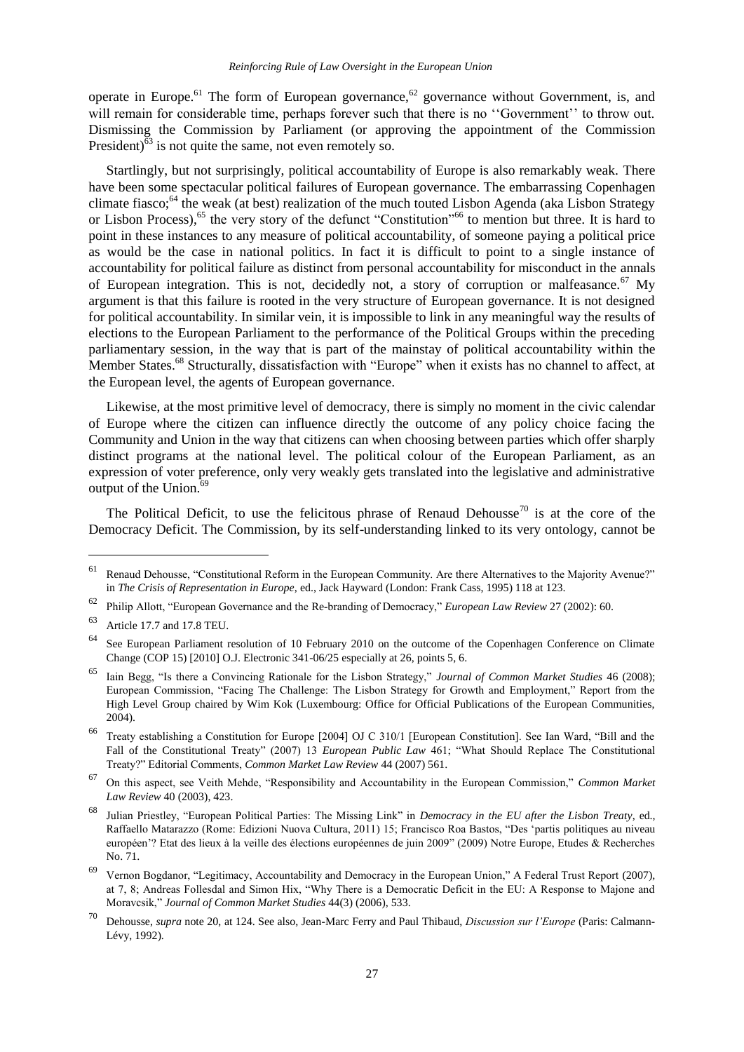operate in Europe.[61] The form of European governance,[62] governance without Government, is, and will remain for considerable time, perhaps forever such that there is no ''Government'' to throw out. Dismissing the Commission by Parliament (or approving the appointment of the Commission President)[63] is not quite the same, not even remotely so.

Startlingly, but not surprisingly, political accountability of Europe is also remarkably weak. There have been some spectacular political failures of European governance. The embarrassing Copenhagen climate fiasco;[64] the weak (at best) realization of the much touted Lisbon Agenda (aka Lisbon Strategy or Lisbon Process),[65] the very story of the defunct "Constitution"[66] to mention but three. It is hard to point in these instances to any measure of political accountability, of someone paying a political price as would be the case in national politics. In fact it is difficult to point to a single instance of accountability for political failure as distinct from personal accountability for misconduct in the annals of European integration. This is not, decidedly not, a story of corruption or malfeasance.[67] My argument is that this failure is rooted in the very structure of European governance. It is not designed for political accountability. In similar vein, it is impossible to link in any meaningful way the results of elections to the European Parliament to the performance of the Political Groups within the preceding parliamentary session, in the way that is part of the mainstay of political accountability within the Member States.[68] Structurally, dissatisfaction with "Europe" when it exists has no channel to affect, at the European level, the agents of European governance.

Likewise, at the most primitive level of democracy, there is simply no moment in the civic calendar of Europe where the citizen can influence directly the outcome of any policy choice facing the Community and Union in the way that citizens can when choosing between parties which offer sharply distinct programs at the national level. The political colour of the European Parliament, as an expression of voter preference, only very weakly gets translated into the legislative and administrative output of the Union.[69]

The Political Deficit, to use the felicitous phrase of Renaud Dehousse[70] is at the core of the Democracy Deficit. The Commission, by its self-understanding linked to its very ontology, cannot be

---

[61] Renaud Dehousse, "Constitutional Reform in the European Community. Are there Alternatives to the Majority Avenue?" in *The Crisis of Representation in Europe*, ed., Jack Hayward (London: Frank Cass, 1995) 118 at 123.

[62] Philip Allott, "European Governance and the Re-branding of Democracy," *European Law Review* 27 (2002): 60.

[63] Article 17.7 and 17.8 TEU.

[64] See European Parliament resolution of 10 February 2010 on the outcome of the Copenhagen Conference on Climate Change (COP 15) [2010] O.J. Electronic 341-06/25 especially at 26, points 5, 6.

[65] Iain Begg, "Is there a Convincing Rationale for the Lisbon Strategy," *Journal of Common Market Studies* 46 (2008); European Commission, "Facing The Challenge: The Lisbon Strategy for Growth and Employment," Report from the High Level Group chaired by Wim Kok (Luxembourg: Office for Official Publications of the European Communities, 2004).

[66] Treaty establishing a Constitution for Europe [2004] OJ C 310/1 [European Constitution]. See Ian Ward, "Bill and the Fall of the Constitutional Treaty" (2007) 13 *European Public Law* 461; "What Should Replace The Constitutional Treaty?" Editorial Comments, *Common Market Law Review* 44 (2007) 561.

[67] On this aspect, see Veith Mehde, "Responsibility and Accountability in the European Commission," *Common Market Law Review* 40 (2003), 423.

[68] Julian Priestley, "European Political Parties: The Missing Link" in *Democracy in the EU after the Lisbon Treaty*, ed., Raffaello Matarazzo (Rome: Edizioni Nuova Cultura, 2011) 15; Francisco Roa Bastos, "Des 'partis politiques au niveau européen'? Etat des lieux à la veille des élections européennes de juin 2009" (2009) Notre Europe, Etudes & Recherches No. 71.

[69] Vernon Bogdanor, "Legitimacy, Accountability and Democracy in the European Union," A Federal Trust Report (2007), at 7, 8; Andreas Follesdal and Simon Hix, "Why There is a Democratic Deficit in the EU: A Response to Majone and Moravcsik," *Journal of Common Market Studies* 44(3) (2006), 533.

[70] Dehousse, *supra* note 20, at 124. See also, Jean-Marc Ferry and Paul Thibaud, *Discussion sur l'Europe* (Paris: Calmann-Lévy, 1992).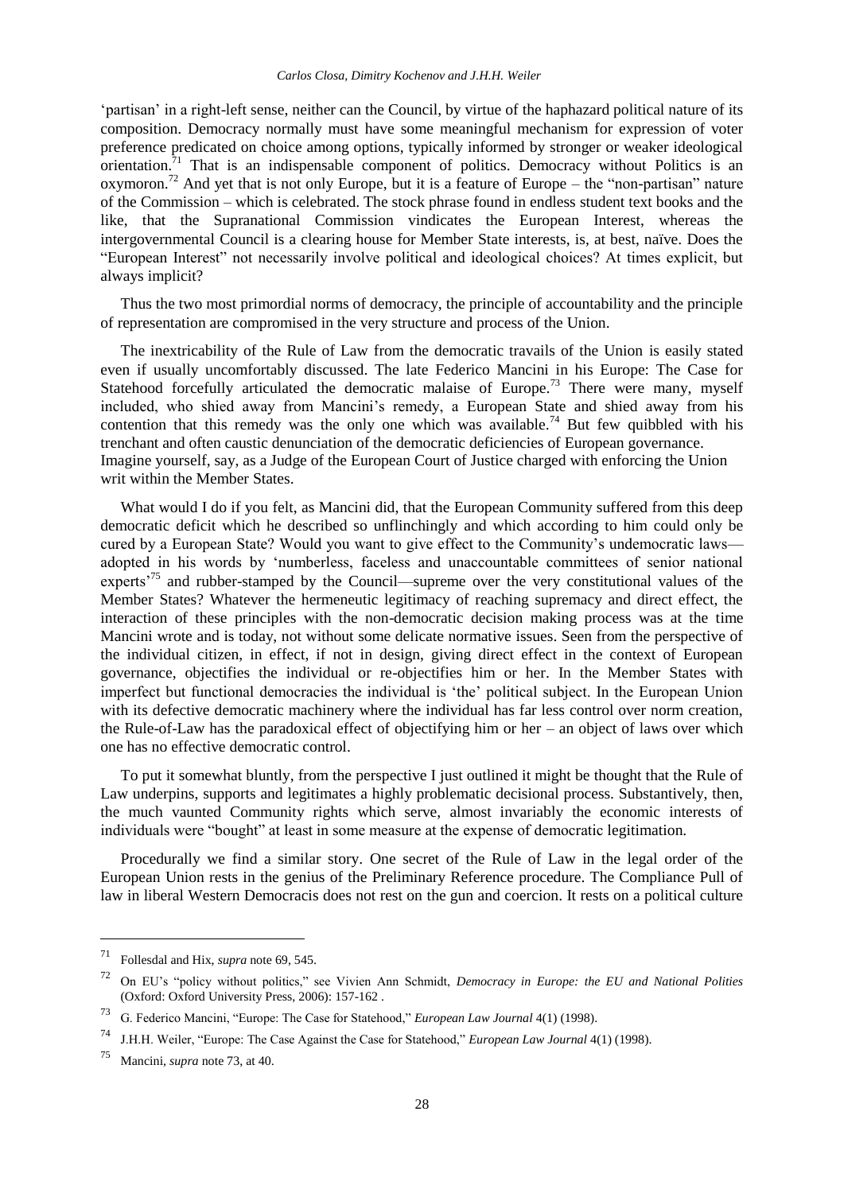'partisan' in a right-left sense, neither can the Council, by virtue of the haphazard political nature of its composition. Democracy normally must have some meaningful mechanism for expression of voter preference predicated on choice among options, typically informed by stronger or weaker ideological orientation.[71] That is an indispensable component of politics. Democracy without Politics is an oxymoron.[72] And yet that is not only Europe, but it is a feature of Europe – the "non-partisan" nature of the Commission – which is celebrated. The stock phrase found in endless student text books and the like, that the Supranational Commission vindicates the European Interest, whereas the intergovernmental Council is a clearing house for Member State interests, is, at best, naïve. Does the "European Interest" not necessarily involve political and ideological choices? At times explicit, but always implicit?

Thus the two most primordial norms of democracy, the principle of accountability and the principle of representation are compromised in the very structure and process of the Union.

The inextricability of the Rule of Law from the democratic travails of the Union is easily stated even if usually uncomfortably discussed. The late Federico Mancini in his Europe: The Case for Statehood forcefully articulated the democratic malaise of Europe.[73] There were many, myself included, who shied away from Mancini's remedy, a European State and shied away from his contention that this remedy was the only one which was available.[74] But few quibbled with his trenchant and often caustic denunciation of the democratic deficiencies of European governance. Imagine yourself, say, as a Judge of the European Court of Justice charged with enforcing the Union writ within the Member States.

What would I do if you felt, as Mancini did, that the European Community suffered from this deep democratic deficit which he described so unflinchingly and which according to him could only be cured by a European State? Would you want to give effect to the Community's undemocratic laws—adopted in his words by 'numberless, faceless and unaccountable committees of senior national experts'[75] and rubber-stamped by the Council—supreme over the very constitutional values of the Member States? Whatever the hermeneutic legitimacy of reaching supremacy and direct effect, the interaction of these principles with the non-democratic decision making process was at the time Mancini wrote and is today, not without some delicate normative issues. Seen from the perspective of the individual citizen, in effect, if not in design, giving direct effect in the context of European governance, objectifies the individual or re-objectifies him or her. In the Member States with imperfect but functional democracies the individual is 'the' political subject. In the European Union with its defective democratic machinery where the individual has far less control over norm creation, the Rule-of-Law has the paradoxical effect of objectifying him or her – an object of laws over which one has no effective democratic control.

To put it somewhat bluntly, from the perspective I just outlined it might be thought that the Rule of Law underpins, supports and legitimates a highly problematic decisional process. Substantively, then, the much vaunted Community rights which serve, almost invariably the economic interests of individuals were "bought" at least in some measure at the expense of democratic legitimation.

Procedurally we find a similar story. One secret of the Rule of Law in the legal order of the European Union rests in the genius of the Preliminary Reference procedure. The Compliance Pull of law in liberal Western Democracis does not rest on the gun and coercion. It rests on a political culture

---

[71] Follesdal and Hix, *supra* note 69, 545.

[72] On EU's "policy without politics," see Vivien Ann Schmidt, *Democracy in Europe: the EU and National Polities* (Oxford: Oxford University Press, 2006): 157-162 .

[73] G. Federico Mancini, "Europe: The Case for Statehood," *European Law Journal* 4(1) (1998).

[74] J.H.H. Weiler, "Europe: The Case Against the Case for Statehood," *European Law Journal* 4(1) (1998).

[75] Mancini, *supra* note 73, at 40.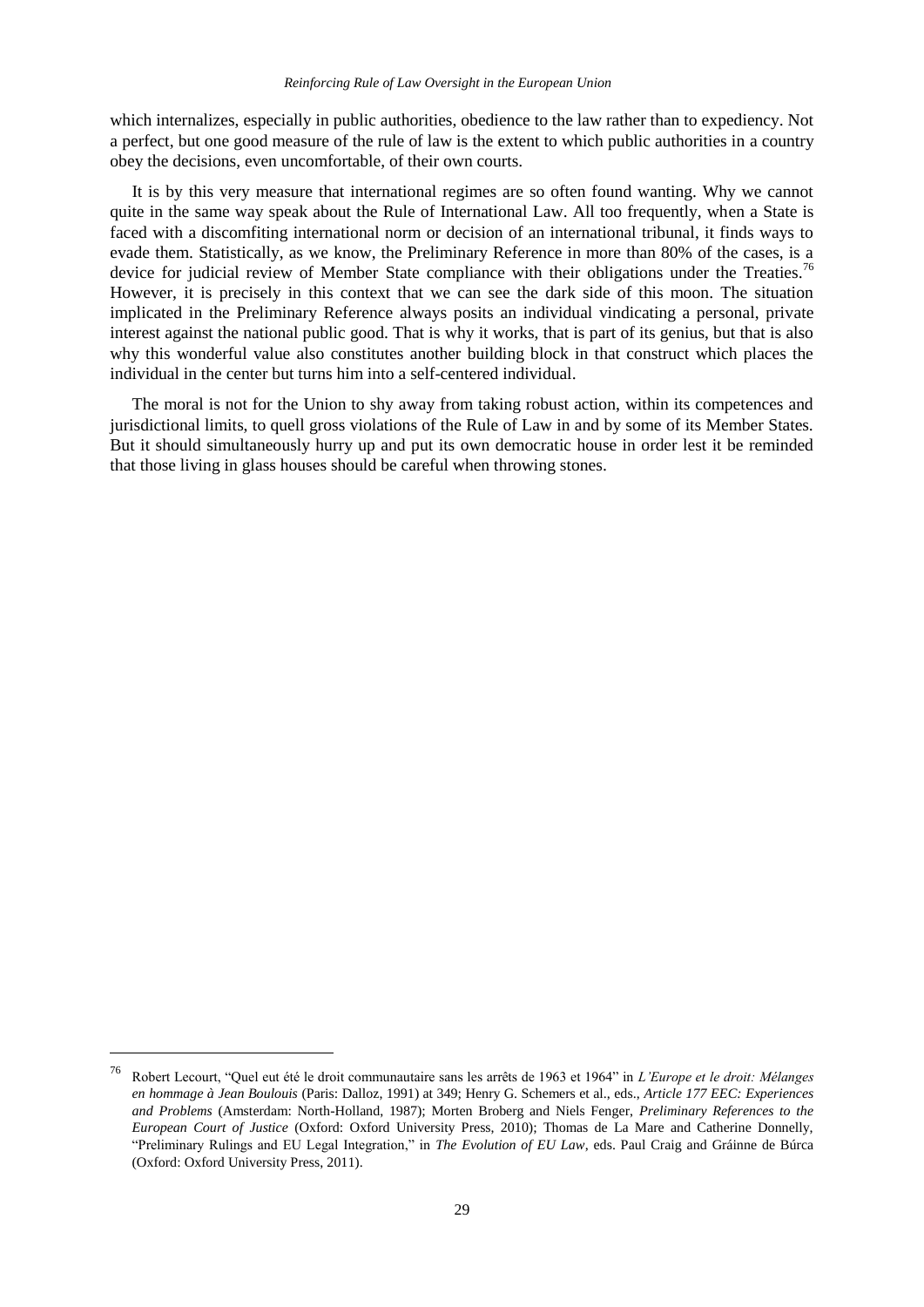which internalizes, especially in public authorities, obedience to the law rather than to expediency. Not a perfect, but one good measure of the rule of law is the extent to which public authorities in a country obey the decisions, even uncomfortable, of their own courts.

It is by this very measure that international regimes are so often found wanting. Why we cannot quite in the same way speak about the Rule of International Law. All too frequently, when a State is faced with a discomfiting international norm or decision of an international tribunal, it finds ways to evade them. Statistically, as we know, the Preliminary Reference in more than 80% of the cases, is a device for judicial review of Member State compliance with their obligations under the Treaties.[76] However, it is precisely in this context that we can see the dark side of this moon. The situation implicated in the Preliminary Reference always posits an individual vindicating a personal, private interest against the national public good. That is why it works, that is part of its genius, but that is also why this wonderful value also constitutes another building block in that construct which places the individual in the center but turns him into a self-centered individual.

The moral is not for the Union to shy away from taking robust action, within its competences and jurisdictional limits, to quell gross violations of the Rule of Law in and by some of its Member States. But it should simultaneously hurry up and put its own democratic house in order lest it be reminded that those living in glass houses should be careful when throwing stones.

---

[76] Robert Lecourt, "Quel eut été le droit communautaire sans les arrêts de 1963 et 1964" in *L'Europe et le droit: Mélanges en hommage à Jean Boulouis* (Paris: Dalloz, 1991) at 349; Henry G. Schemers et al., eds., *Article 177 EEC: Experiences and Problems* (Amsterdam: North-Holland, 1987); Morten Broberg and Niels Fenger, *Preliminary References to the European Court of Justice* (Oxford: Oxford University Press, 2010); Thomas de La Mare and Catherine Donnelly, "Preliminary Rulings and EU Legal Integration," in *The Evolution of EU Law*, eds. Paul Craig and Gráinne de Búrca (Oxford: Oxford University Press, 2011).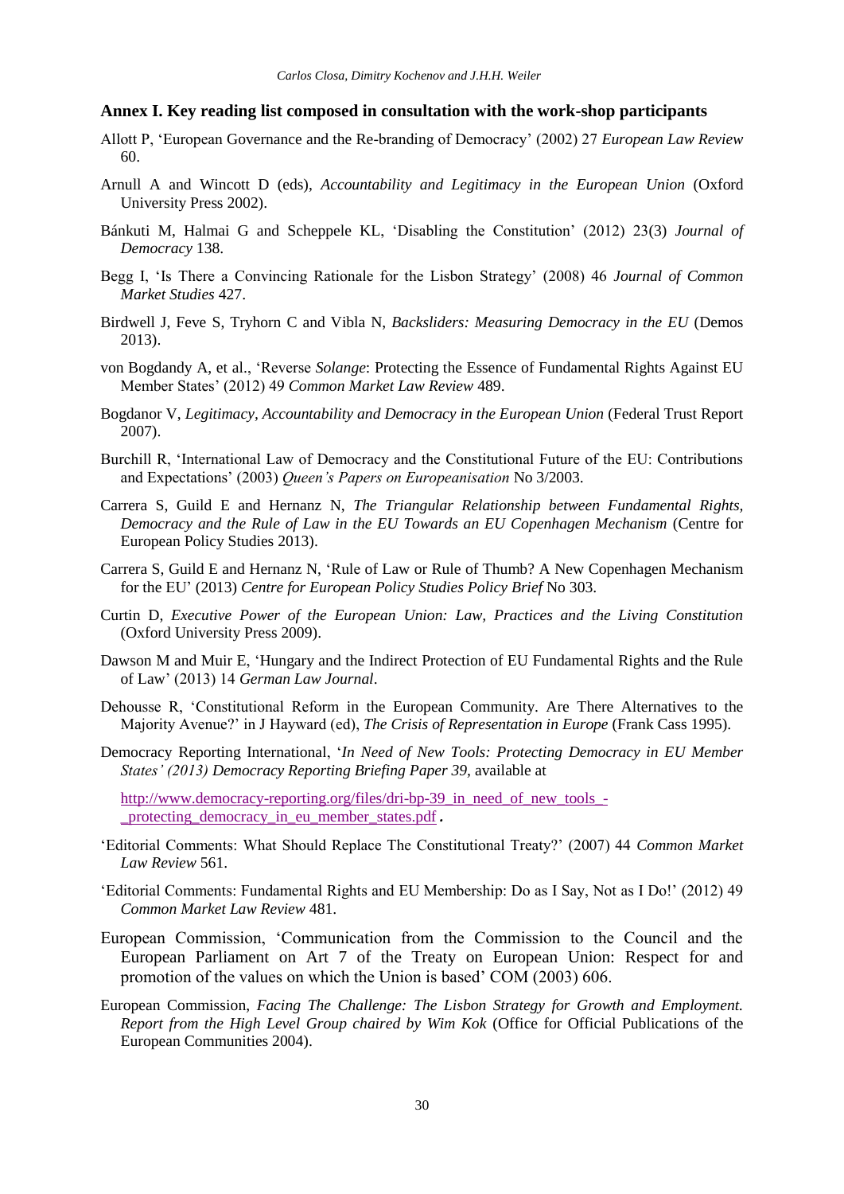### Annex I. Key reading list composed in consultation with the work-shop participants

Allott P, 'European Governance and the Re-branding of Democracy' (2002) 27 *European Law Review* 60.

Arnull A and Wincott D (eds), *Accountability and Legitimacy in the European Union* (Oxford University Press 2002).

Bánkuti M, Halmai G and Scheppele KL, 'Disabling the Constitution' (2012) 23(3) *Journal of Democracy* 138.

Begg I, 'Is There a Convincing Rationale for the Lisbon Strategy' (2008) 46 *Journal of Common Market Studies* 427.

Birdwell J, Feve S, Tryhorn C and Vibla N, *Backsliders: Measuring Democracy in the EU* (Demos 2013).

von Bogdandy A, et al., 'Reverse *Solange*: Protecting the Essence of Fundamental Rights Against EU Member States' (2012) 49 *Common Market Law Review* 489.

Bogdanor V, *Legitimacy, Accountability and Democracy in the European Union* (Federal Trust Report 2007).

Burchill R, 'International Law of Democracy and the Constitutional Future of the EU: Contributions and Expectations' (2003) *Queen's Papers on Europeanisation* No 3/2003.

Carrera S, Guild E and Hernanz N, *The Triangular Relationship between Fundamental Rights, Democracy and the Rule of Law in the EU Towards an EU Copenhagen Mechanism* (Centre for European Policy Studies 2013).

Carrera S, Guild E and Hernanz N, 'Rule of Law or Rule of Thumb? A New Copenhagen Mechanism for the EU' (2013) *Centre for European Policy Studies Policy Brief* No 303.

Curtin D, *Executive Power of the European Union: Law, Practices and the Living Constitution* (Oxford University Press 2009).

Dawson M and Muir E, 'Hungary and the Indirect Protection of EU Fundamental Rights and the Rule of Law' (2013) 14 *German Law Journal*.

Dehousse R, 'Constitutional Reform in the European Community. Are There Alternatives to the Majority Avenue?' in J Hayward (ed), *The Crisis of Representation in Europe* (Frank Cass 1995).

Democracy Reporting International, '*In Need of New Tools: Protecting Democracy in EU Member States' (2013) Democracy Reporting Briefing Paper 39,* available at

http://www.democracy-reporting.org/files/dri-bp-39_in_need_of_new_tools_-_protecting_democracy_in_eu_member_states.pdf **.**

'Editorial Comments: What Should Replace The Constitutional Treaty?' (2007) 44 *Common Market Law Review* 561.

'Editorial Comments: Fundamental Rights and EU Membership: Do as I Say, Not as I Do!' (2012) 49 *Common Market Law Review* 481.

European Commission, 'Communication from the Commission to the Council and the European Parliament on Art 7 of the Treaty on European Union: Respect for and promotion of the values on which the Union is based' COM (2003) 606.

European Commission, *Facing The Challenge: The Lisbon Strategy for Growth and Employment. Report from the High Level Group chaired by Wim Kok* (Office for Official Publications of the European Communities 2004).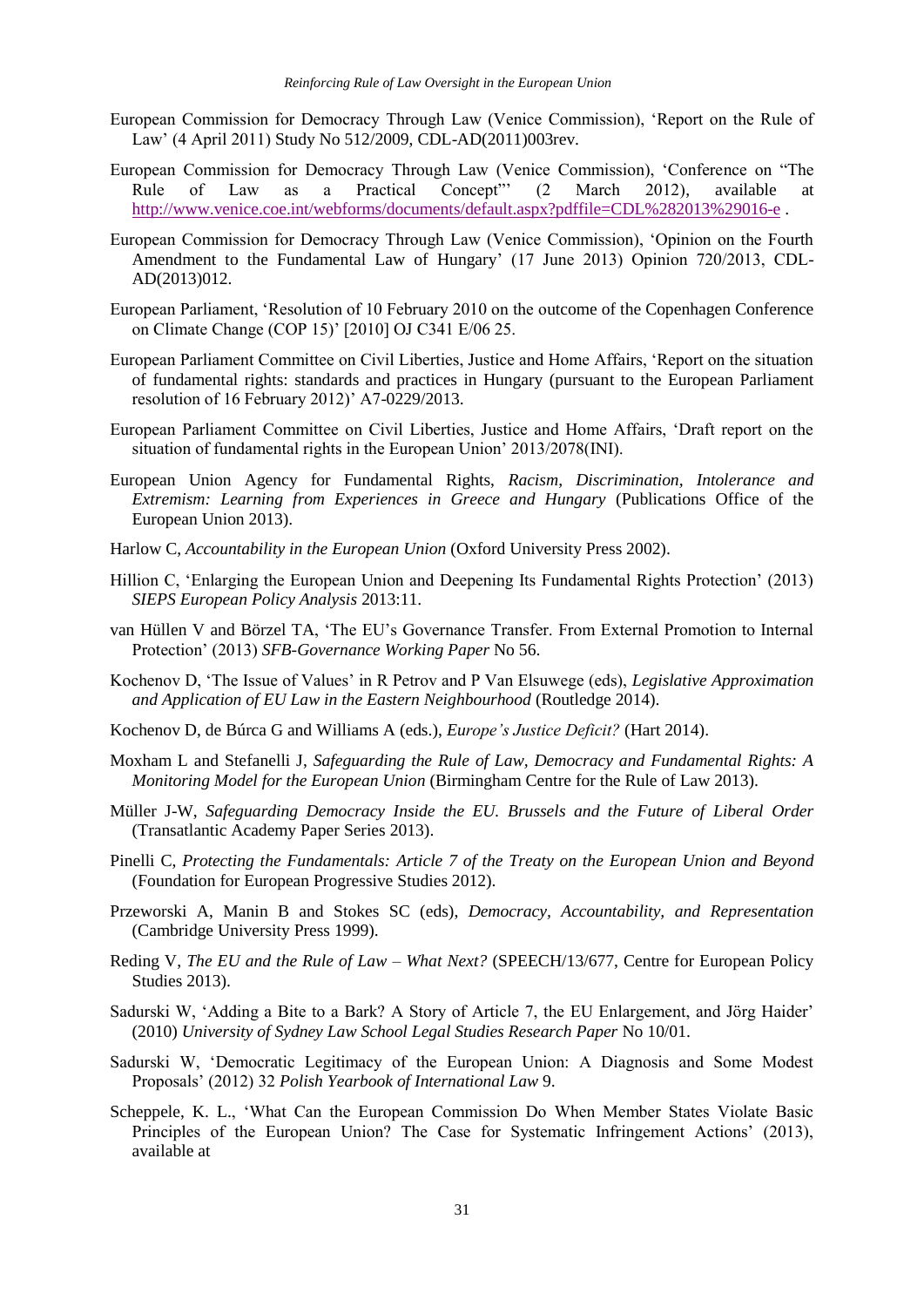European Commission for Democracy Through Law (Venice Commission), 'Report on the Rule of Law' (4 April 2011) Study No 512/2009, CDL-AD(2011)003rev.

European Commission for Democracy Through Law (Venice Commission), 'Conference on "The Rule of Law as a Practical Concept"' (2 March 2012), available at http://www.venice.coe.int/webforms/documents/default.aspx?pdffile=CDL%282013%29016-e .

European Commission for Democracy Through Law (Venice Commission), 'Opinion on the Fourth Amendment to the Fundamental Law of Hungary' (17 June 2013) Opinion 720/2013, CDL-AD(2013)012.

European Parliament, 'Resolution of 10 February 2010 on the outcome of the Copenhagen Conference on Climate Change (COP 15)' [2010] OJ C341 E/06 25.

European Parliament Committee on Civil Liberties, Justice and Home Affairs, 'Report on the situation of fundamental rights: standards and practices in Hungary (pursuant to the European Parliament resolution of 16 February 2012)' A7-0229/2013.

European Parliament Committee on Civil Liberties, Justice and Home Affairs, 'Draft report on the situation of fundamental rights in the European Union' 2013/2078(INI).

European Union Agency for Fundamental Rights, *Racism, Discrimination, Intolerance and Extremism: Learning from Experiences in Greece and Hungary* (Publications Office of the European Union 2013).

Harlow C, *Accountability in the European Union* (Oxford University Press 2002).

Hillion C, 'Enlarging the European Union and Deepening Its Fundamental Rights Protection' (2013) *SIEPS European Policy Analysis* 2013:11.

van Hüllen V and Börzel TA, 'The EU's Governance Transfer. From External Promotion to Internal Protection' (2013) *SFB-Governance Working Paper* No 56.

Kochenov D, 'The Issue of Values' in R Petrov and P Van Elsuwege (eds), *Legislative Approximation and Application of EU Law in the Eastern Neighbourhood* (Routledge 2014).

Kochenov D, de Búrca G and Williams A (eds.), *Europe's Justice Deficit?* (Hart 2014).

Moxham L and Stefanelli J, *Safeguarding the Rule of Law, Democracy and Fundamental Rights: A Monitoring Model for the European Union* (Birmingham Centre for the Rule of Law 2013).

Müller J-W, *Safeguarding Democracy Inside the EU. Brussels and the Future of Liberal Order* (Transatlantic Academy Paper Series 2013).

Pinelli C, *Protecting the Fundamentals: Article 7 of the Treaty on the European Union and Beyond* (Foundation for European Progressive Studies 2012).

Przeworski A, Manin B and Stokes SC (eds), *Democracy, Accountability, and Representation* (Cambridge University Press 1999).

Reding V, *The EU and the Rule of Law – What Next?* (SPEECH/13/677, Centre for European Policy Studies 2013).

Sadurski W, 'Adding a Bite to a Bark? A Story of Article 7, the EU Enlargement, and Jörg Haider' (2010) *University of Sydney Law School Legal Studies Research Paper* No 10/01.

Sadurski W, 'Democratic Legitimacy of the European Union: A Diagnosis and Some Modest Proposals' (2012) 32 *Polish Yearbook of International Law* 9.

Scheppele, K. L., 'What Can the European Commission Do When Member States Violate Basic Principles of the European Union? The Case for Systematic Infringement Actions' (2013), available at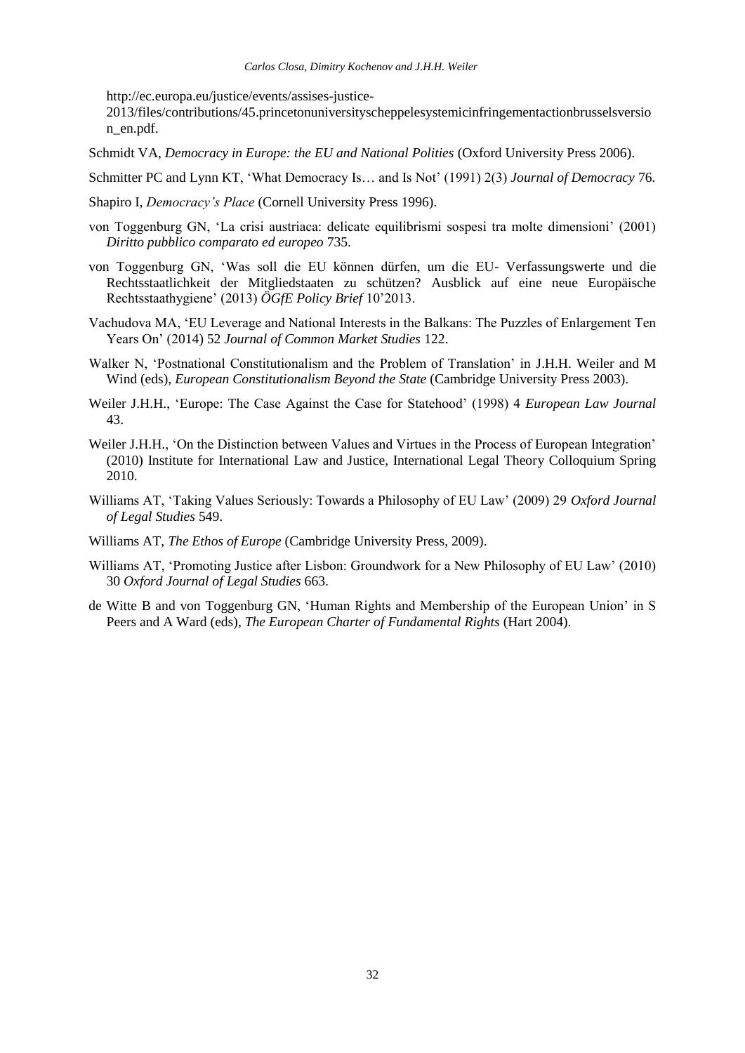http://ec.europa.eu/justice/events/assises-justice-2013/files/contributions/45.princetonuniversityscheppelesystemicinfringementactionbrusselsversion_en.pdf.

Schmidt VA, *Democracy in Europe: the EU and National Polities* (Oxford University Press 2006).

Schmitter PC and Lynn KT, 'What Democracy Is… and Is Not' (1991) 2(3) *Journal of Democracy* 76.

Shapiro I, *Democracy's Place* (Cornell University Press 1996).

von Toggenburg GN, 'La crisi austriaca: delicate equilibrismi sospesi tra molte dimensioni' (2001) *Diritto pubblico comparato ed europeo* 735.

von Toggenburg GN, 'Was soll die EU können dürfen, um die EU- Verfassungswerte und die Rechtsstaatlichkeit der Mitgliedstaaten zu schützen? Ausblick auf eine neue Europäische Rechtsstaathygiene' (2013) *ÖGfE Policy Brief* 10'2013.

Vachudova MA, 'EU Leverage and National Interests in the Balkans: The Puzzles of Enlargement Ten Years On' (2014) 52 *Journal of Common Market Studies* 122.

Walker N, 'Postnational Constitutionalism and the Problem of Translation' in J.H.H. Weiler and M Wind (eds), *European Constitutionalism Beyond the State* (Cambridge University Press 2003).

Weiler J.H.H., 'Europe: The Case Against the Case for Statehood' (1998) 4 *European Law Journal* 43.

Weiler J.H.H., 'On the Distinction between Values and Virtues in the Process of European Integration' (2010) Institute for International Law and Justice, International Legal Theory Colloquium Spring 2010.

Williams AT, 'Taking Values Seriously: Towards a Philosophy of EU Law' (2009) 29 *Oxford Journal of Legal Studies* 549.

Williams AT, *The Ethos of Europe* (Cambridge University Press, 2009).

Williams AT, 'Promoting Justice after Lisbon: Groundwork for a New Philosophy of EU Law' (2010) 30 *Oxford Journal of Legal Studies* 663.

de Witte B and von Toggenburg GN, 'Human Rights and Membership of the European Union' in S Peers and A Ward (eds), *The European Charter of Fundamental Rights* (Hart 2004).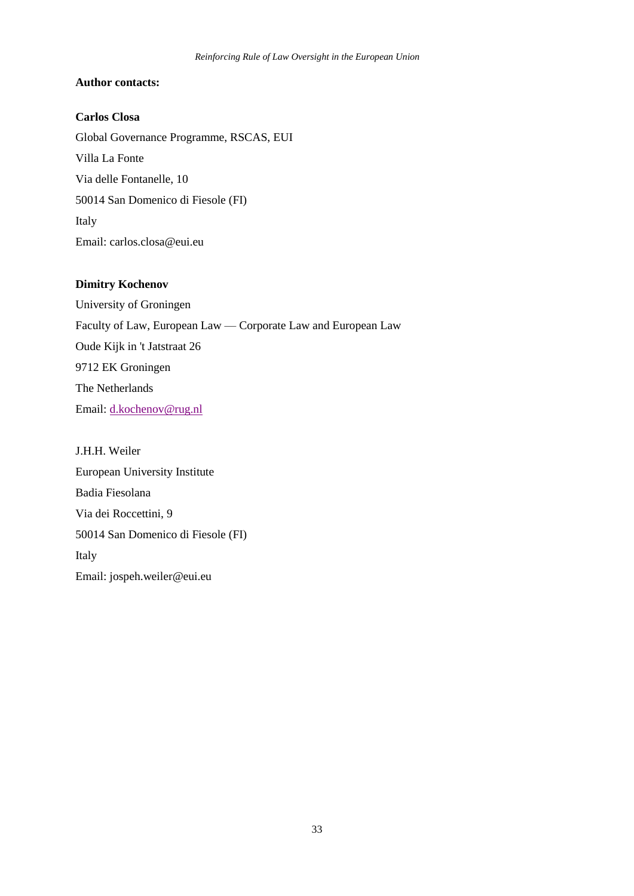**Author contacts:**

**Carlos Closa**

Global Governance Programme, RSCAS, EUI

Villa La Fonte

Via delle Fontanelle, 10

50014 San Domenico di Fiesole (FI)

Italy

Email: carlos.closa@eui.eu

**Dimitry Kochenov**

University of Groningen

Faculty of Law, European Law — Corporate Law and European Law

Oude Kijk in 't Jatstraat 26

9712 EK Groningen

The Netherlands

Email: d.kochenov@rug.nl

J.H.H. Weiler

European University Institute

Badia Fiesolana

Via dei Roccettini, 9

50014 San Domenico di Fiesole (FI)

Italy

Email: jospeh.weiler@eui.eu